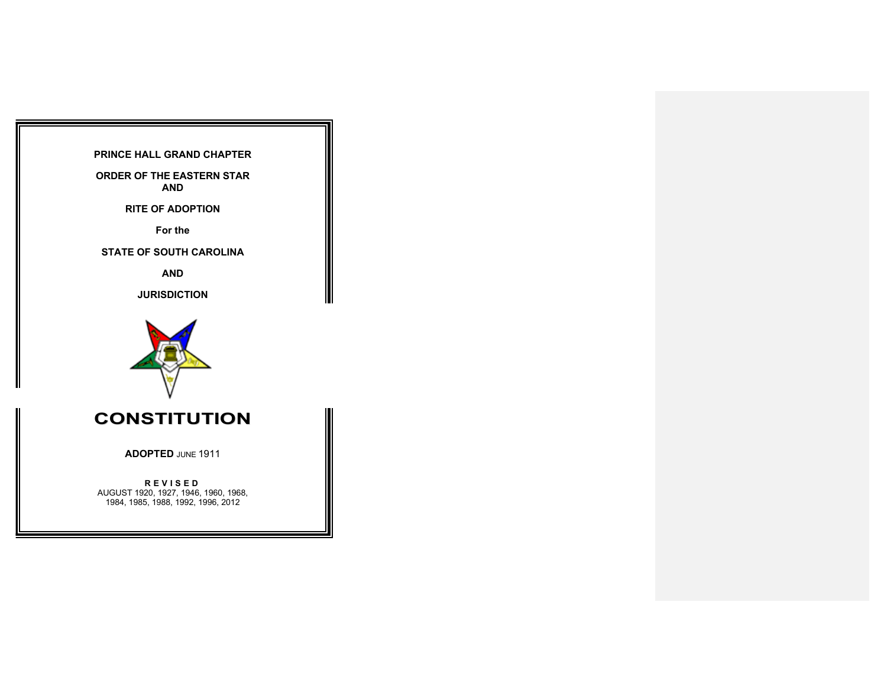**PRINCE HALL GRAND CHAPTER**

**ORDER OF THE EASTERN STAR AND**

**RITE OF ADOPTION**

**For the**

**STATE OF SOUTH CAROLINA**

**AND**

**JURISDICTION**

# CONSTITUTION

**ADOPTED** JUNE 1911

**R E V I S E D**
AUGUST 1920, 1927, 1946, 1960, 1968, 1984, 1985, 1988, 1992, 1996, 2012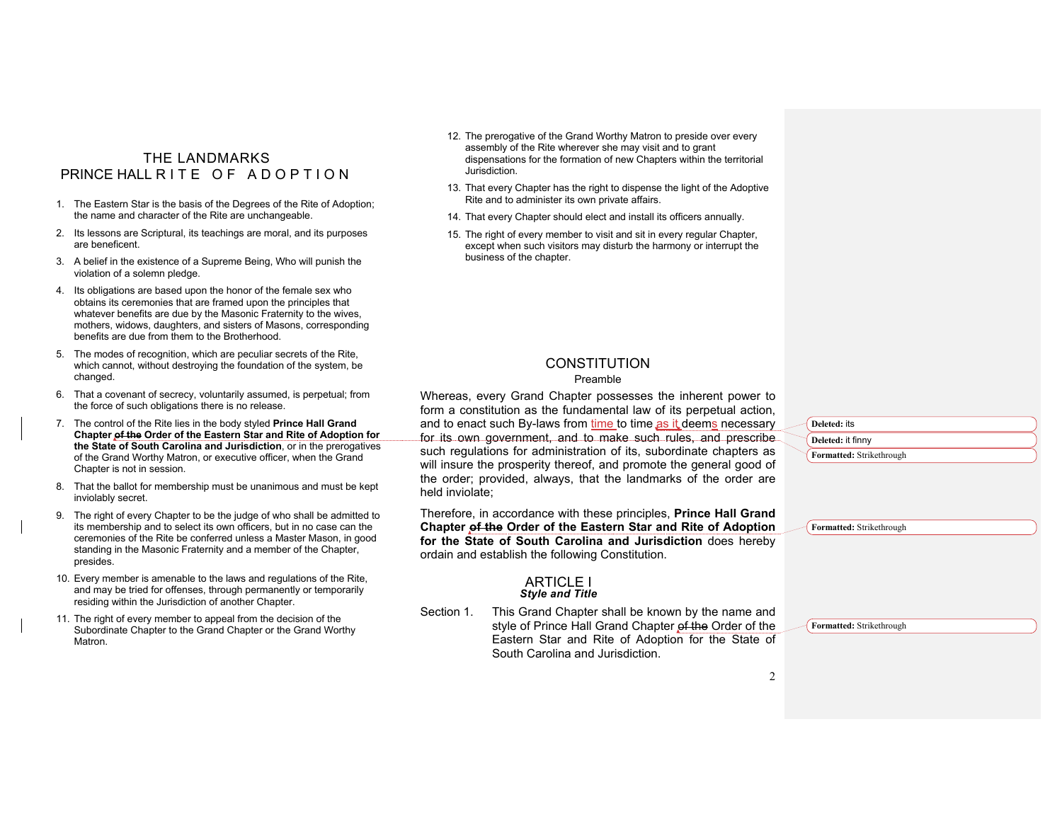## THE LANDMARKS
## PRINCE HALL RITE OF ADOPTION

1. The Eastern Star is the basis of the Degrees of the Rite of Adoption; the name and character of the Rite are unchangeable.
2. Its lessons are Scriptural, its teachings are moral, and its purposes are beneficent.
3. A belief in the existence of a Supreme Being, Who will punish the violation of a solemn pledge.
4. Its obligations are based upon the honor of the female sex who obtains its ceremonies that are framed upon the principles that whatever benefits are due by the Masonic Fraternity to the wives, mothers, widows, daughters, and sisters of Masons, corresponding benefits are due from them to the Brotherhood.
5. The modes of recognition, which are peculiar secrets of the Rite, which cannot, without destroying the foundation of the system, be changed.
6. That a covenant of secrecy, voluntarily assumed, is perpetual; from the force of such obligations there is no release.
7. The control of the Rite lies in the body styled **Prince Hall Grand Chapter ~~of the~~ Order of the Eastern Star and Rite of Adoption for the State of South Carolina and Jurisdiction**, or in the prerogatives of the Grand Worthy Matron, or executive officer, when the Grand Chapter is not in session.
8. That the ballot for membership must be unanimous and must be kept inviolably secret.
9. The right of every Chapter to be the judge of who shall be admitted to its membership and to select its own officers, but in no case can the ceremonies of the Rite be conferred unless a Master Mason, in good standing in the Masonic Fraternity and a member of the Chapter, presides.
10. Every member is amenable to the laws and regulations of the Rite, and may be tried for offenses, through permanently or temporarily residing within the Jurisdiction of another Chapter.
11. The right of every member to appeal from the decision of the Subordinate Chapter to the Grand Chapter or the Grand Worthy Matron.
12. The prerogative of the Grand Worthy Matron to preside over every assembly of the Rite wherever she may visit and to grant dispensations for the formation of new Chapters within the territorial Jurisdiction.
13. That every Chapter has the right to dispense the light of the Adoptive Rite and to administer its own private affairs.
14. That every Chapter should elect and install its officers annually.
15. The right of every member to visit and sit in every regular Chapter, except when such visitors may disturb the harmony or interrupt the business of the chapter.

## CONSTITUTION

Preamble

Whereas, every Grand Chapter possesses the inherent power to form a constitution as the fundamental law of its perpetual action, and to enact such By-laws from time to time as it deems necessary for its own government, and to make such rules, and prescribe such regulations for administration of its, subordinate chapters as will insure the prosperity thereof, and promote the general good of the order; provided, always, that the landmarks of the order are held inviolate;

Therefore, in accordance with these principles, **Prince Hall Grand Chapter ~~of the~~ Order of the Eastern Star and Rite of Adoption for the State of South Carolina and Jurisdiction** does hereby ordain and establish the following Constitution.

### ARTICLE I
***Style and Title***

Section 1. This Grand Chapter shall be known by the name and style of Prince Hall Grand Chapter ~~of the~~ Order of the Eastern Star and Rite of Adoption for the State of South Carolina and Jurisdiction.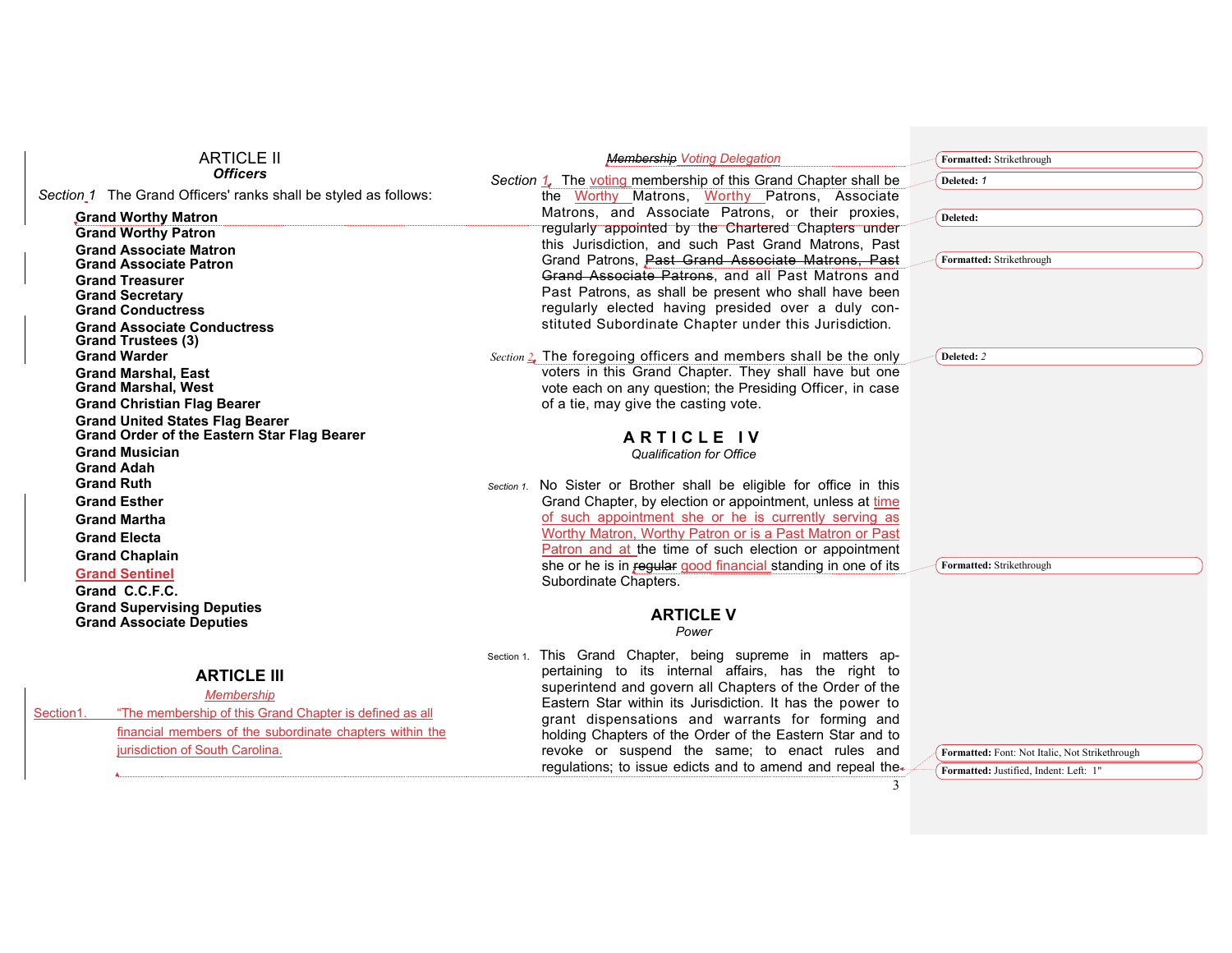## ARTICLE II

### *Officers*

*Section 1* The Grand Officers' ranks shall be styled as follows:

**Grand Worthy Matron**
**Grand Worthy Patron**
**Grand Associate Matron**
**Grand Associate Patron**
**Grand Treasurer**
**Grand Secretary**
**Grand Conductress**
**Grand Associate Conductress**
**Grand Trustees (3)**
**Grand Warder**
**Grand Marshal, East**
**Grand Marshal, West**
**Grand Christian Flag Bearer**
**Grand United States Flag Bearer**
**Grand Order of the Eastern Star Flag Bearer**
**Grand Musician**
**Grand Adah**
**Grand Ruth**
**Grand Esther**
**Grand Martha**
**Grand Electa**
**Grand Chaplain**
**Grand Sentinel**
**Grand C.C.F.C.**
**Grand Supervising Deputies**
**Grand Associate Deputies**

## ARTICLE III

### *Membership*

Section1. "The membership of this Grand Chapter is defined as all financial members of the subordinate chapters within the jurisdiction of South Carolina.

*~~Membership~~ Voting Delegation*

*Section 1.* The voting membership of this Grand Chapter shall be the Worthy Matrons, Worthy Patrons, Associate Matrons, and Associate Patrons, or their proxies, regularly appointed by the Chartered Chapters under this Jurisdiction, and such Past Grand Matrons, Past Grand Patrons, ~~Past Grand Associate Matrons, Past Grand Associate Patrons~~, and all Past Matrons and Past Patrons, as shall be present who shall have been regularly elected having presided over a duly constituted Subordinate Chapter under this Jurisdiction.

*Section 2.* The foregoing officers and members shall be the only voters in this Grand Chapter. They shall have but one vote each on any question; the Presiding Officer, in case of a tie, may give the casting vote.

## ARTICLE IV

### *Qualification for Office*

*Section 1.* No Sister or Brother shall be eligible for office in this Grand Chapter, by election or appointment, unless at time of such appointment she or he is currently serving as Worthy Matron, Worthy Patron or is a Past Matron or Past Patron and at the time of such election or appointment she or he is in ~~regular~~ good financial standing in one of its Subordinate Chapters.

## ARTICLE V

### *Power*

Section 1. This Grand Chapter, being supreme in matters appertaining to its internal affairs, has the right to superintend and govern all Chapters of the Order of the Eastern Star within its Jurisdiction. It has the power to grant dispensations and warrants for forming and holding Chapters of the Order of the Eastern Star and to revoke or suspend the same; to enact rules and regulations; to issue edicts and to amend and repeal the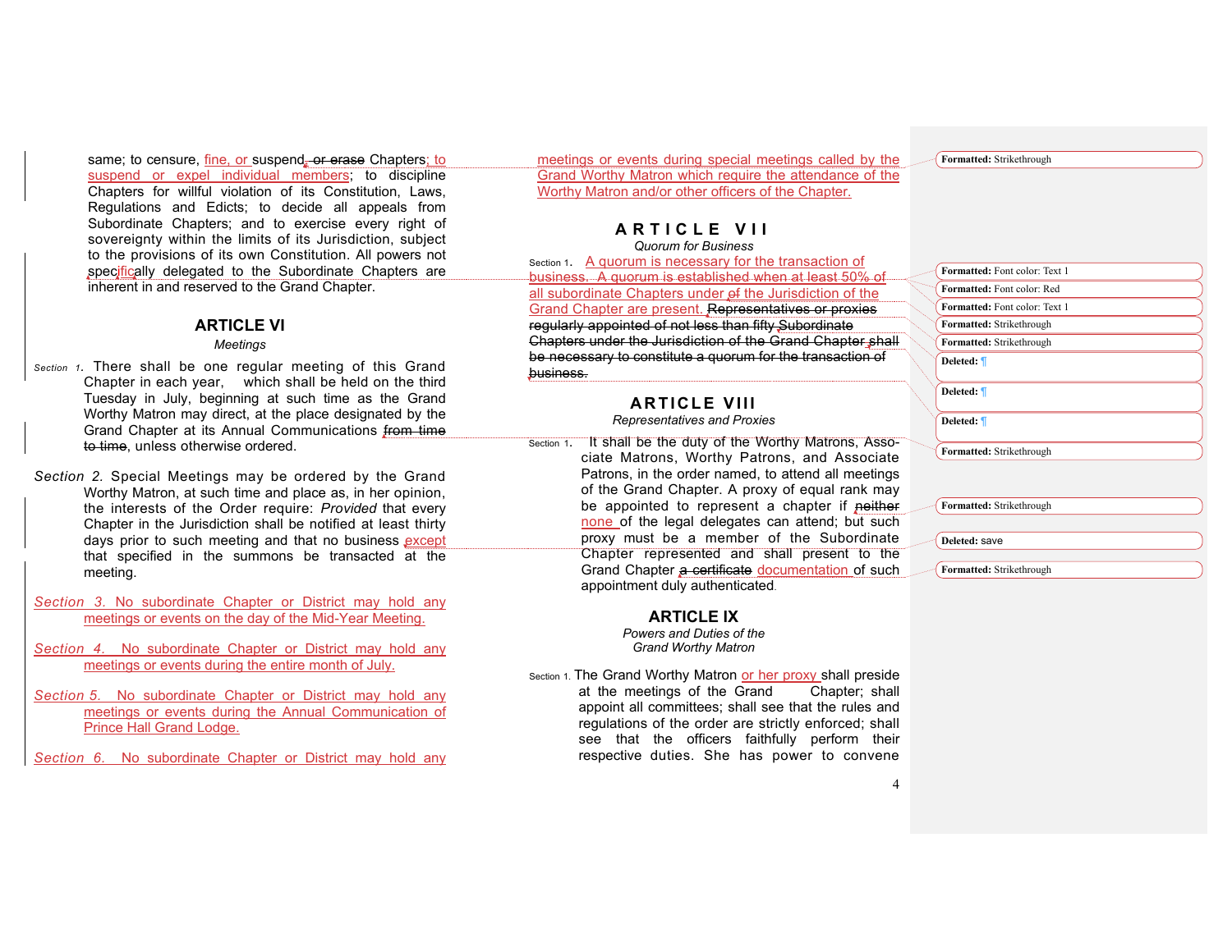same; to censure, fine, or suspend, or erase Chapters; to suspend or expel individual members; to discipline Chapters for willful violation of its Constitution, Laws, Regulations and Edicts; to decide all appeals from Subordinate Chapters; and to exercise every right of sovereignty within the limits of its Jurisdiction, subject to the provisions of its own Constitution. All powers not specifically delegated to the Subordinate Chapters are inherent in and reserved to the Grand Chapter.

## ARTICLE VI

*Meetings*

*Section 1.* There shall be one regular meeting of this Grand Chapter in each year, which shall be held on the third Tuesday in July, beginning at such time as the Grand Worthy Matron may direct, at the place designated by the Grand Chapter at its Annual Communications from time to time, unless otherwise ordered.

*Section 2.* Special Meetings may be ordered by the Grand Worthy Matron, at such time and place as, in her opinion, the interests of the Order require: *Provided* that every Chapter in the Jurisdiction shall be notified at least thirty days prior to such meeting and that no business except that specified in the summons be transacted at the meeting.

*Section 3.* No subordinate Chapter or District may hold any meetings or events on the day of the Mid-Year Meeting.

*Section 4.* No subordinate Chapter or District may hold any meetings or events during the entire month of July.

*Section 5.* No subordinate Chapter or District may hold any meetings or events during the Annual Communication of Prince Hall Grand Lodge.

*Section 6.* No subordinate Chapter or District may hold any meetings or events during special meetings called by the Grand Worthy Matron which require the attendance of the Worthy Matron and/or other officers of the Chapter.

## ARTICLE VII

*Quorum for Business*

Section 1. A quorum is necessary for the transaction of business. A quorum is established when at least 50% of all subordinate Chapters under of the Jurisdiction of the Grand Chapter are present. Representatives or proxies regularly appointed of not less than fifty Subordinate Chapters under the Jurisdiction of the Grand Chapter shall be necessary to constitute a quorum for the transaction of business.

## ARTICLE VIII

*Representatives and Proxies*

Section 1. It shall be the duty of the Worthy Matrons, Associate Matrons, Worthy Patrons, and Associate Patrons, in the order named, to attend all meetings of the Grand Chapter. A proxy of equal rank may be appointed to represent a chapter if neither none of the legal delegates can attend; but such proxy must be a member of the Subordinate Chapter represented and shall present to the Grand Chapter a certificate documentation of such appointment duly authenticated.

## ARTICLE IX

*Powers and Duties of the Grand Worthy Matron*

Section 1. The Grand Worthy Matron or her proxy shall preside at the meetings of the Grand Chapter; shall appoint all committees; shall see that the rules and regulations of the order are strictly enforced; shall see that the officers faithfully perform their respective duties. She has power to convene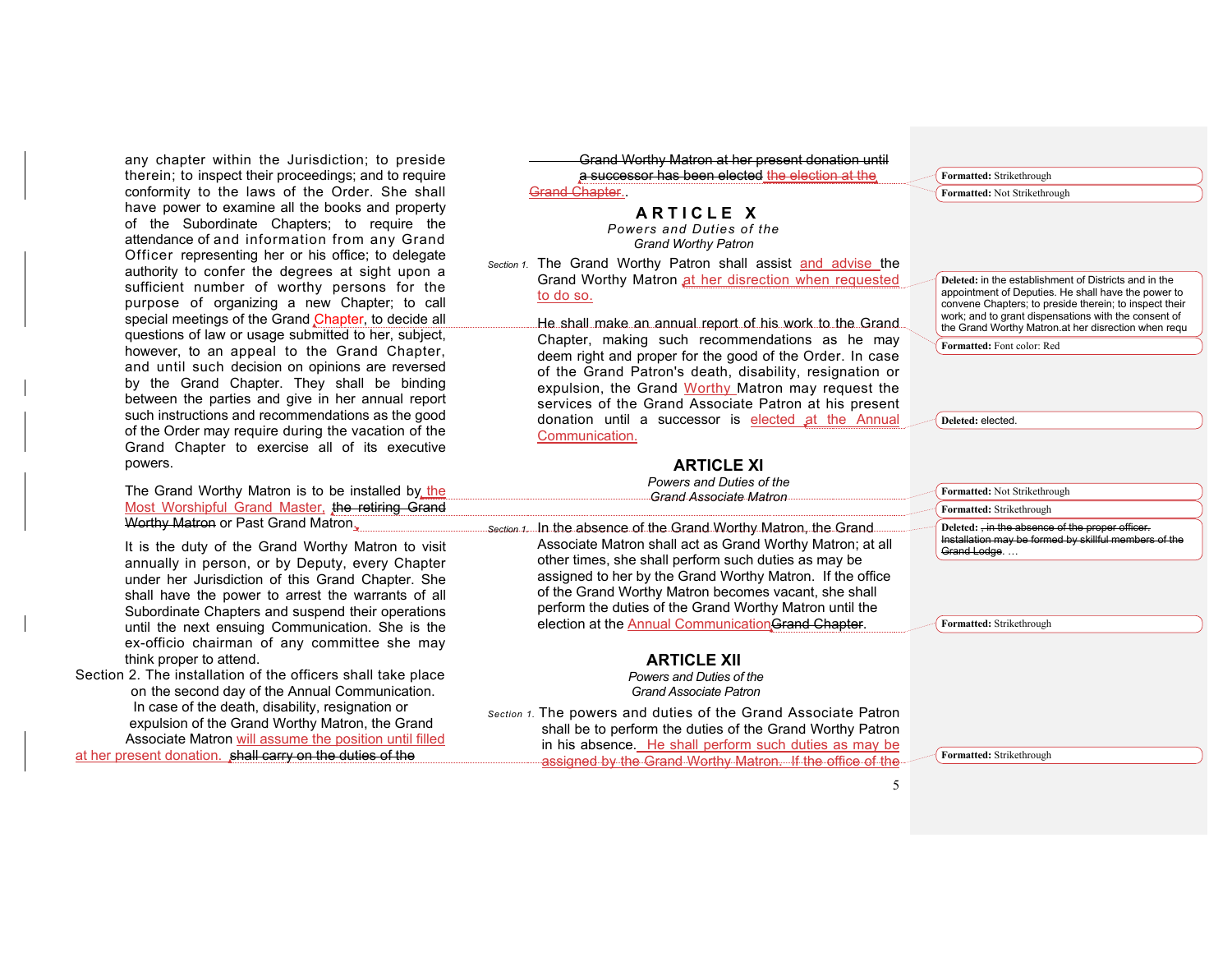any chapter within the Jurisdiction; to preside therein; to inspect their proceedings; and to require conformity to the laws of the Order. She shall have power to examine all the books and property of the Subordinate Chapters; to require the attendance of and information from any Grand Officer representing her or his office; to delegate authority to confer the degrees at sight upon a sufficient number of worthy persons for the purpose of organizing a new Chapter; to call special meetings of the Grand Chapter, to decide all questions of law or usage submitted to her, subject, however, to an appeal to the Grand Chapter, and until such decision on opinions are reversed by the Grand Chapter. They shall be binding between the parties and give in her annual report such instructions and recommendations as the good of the Order may require during the vacation of the Grand Chapter to exercise all of its executive powers.

The Grand Worthy Matron is to be installed by the Most Worshipful Grand Master, ~~the retiring Grand Worthy Matron~~ or Past Grand Matron.

It is the duty of the Grand Worthy Matron to visit annually in person, or by Deputy, every Chapter under her Jurisdiction of this Grand Chapter. She shall have the power to arrest the warrants of all Subordinate Chapters and suspend their operations until the next ensuing Communication. She is the ex-officio chairman of any committee she may think proper to attend.

Section 2. The installation of the officers shall take place on the second day of the Annual Communication. In case of the death, disability, resignation or expulsion of the Grand Worthy Matron, the Grand Associate Matron will assume the position until filled at her present donation. ~~shall carry on the duties of the Grand Worthy Matron at her present donation until a successor has been elected~~ ~~the election at the Grand Chapter~~.

## ARTICLE X

*Powers and Duties of the Grand Worthy Patron*

*Section 1.* The Grand Worthy Patron shall assist and advise the Grand Worthy Matron at her disrection when requested to do so.

He shall make an annual report of his work to the Grand Chapter, making such recommendations as he may deem right and proper for the good of the Order. In case of the Grand Patron's death, disability, resignation or expulsion, the Grand Worthy Matron may request the services of the Grand Associate Patron at his present donation until a successor is elected at the Annual Communication.

## ARTICLE XI

*Powers and Duties of the Grand Associate Matron*

*Section 1.* In the absence of the Grand Worthy Matron, the Grand Associate Matron shall act as Grand Worthy Matron; at all other times, she shall perform such duties as may be assigned to her by the Grand Worthy Matron. If the office of the Grand Worthy Matron becomes vacant, she shall perform the duties of the Grand Worthy Matron until the election at the Annual Communication~~Grand Chapter~~.

## ARTICLE XII

*Powers and Duties of the Grand Associate Patron*

*Section 1.* The powers and duties of the Grand Associate Patron shall be to perform the duties of the Grand Worthy Patron in his absence. He shall perform such duties as may be assigned by the Grand Worthy Matron. ~~If the office of the~~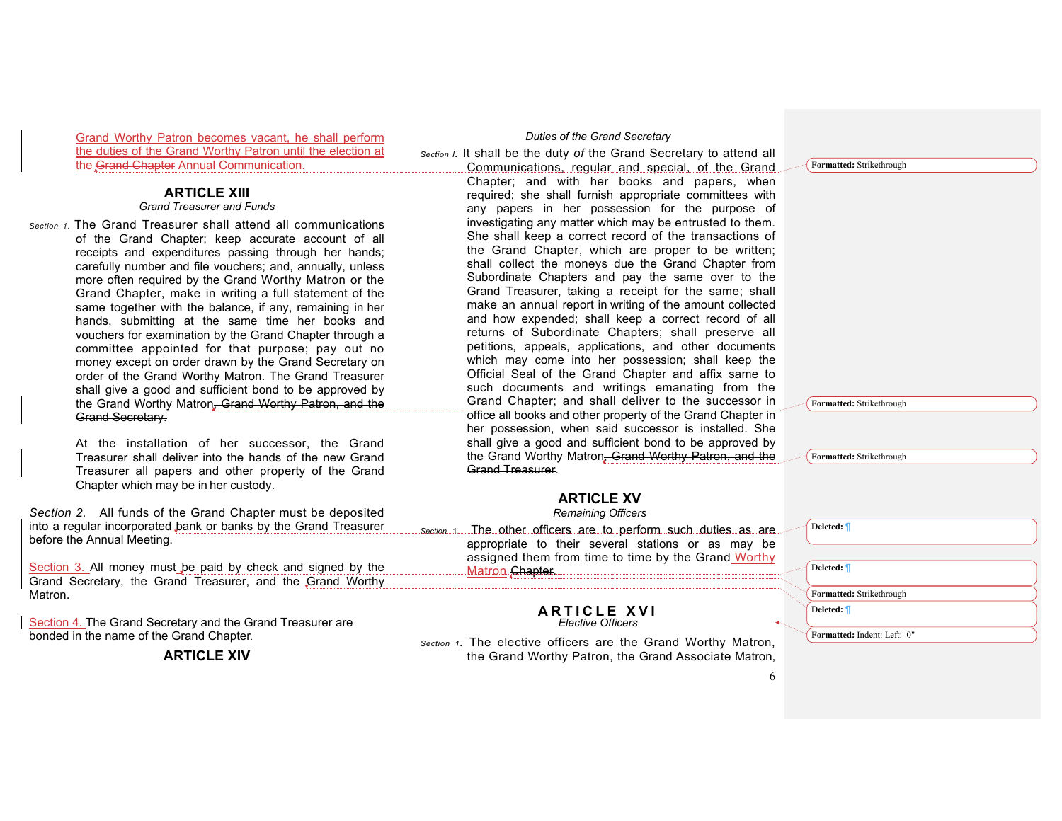Grand Worthy Patron becomes vacant, he shall perform the duties of the Grand Worthy Patron until the election at the Grand Chapter Annual Communication.

## ARTICLE XIII

*Grand Treasurer and Funds*

*Section 1.* The Grand Treasurer shall attend all communications of the Grand Chapter; keep accurate account of all receipts and expenditures passing through her hands; carefully number and file vouchers; and, annually, unless more often required by the Grand Worthy Matron or the Grand Chapter, make in writing a full statement of the same together with the balance, if any, remaining in her hands, submitting at the same time her books and vouchers for examination by the Grand Chapter through a committee appointed for that purpose; pay out no money except on order drawn by the Grand Secretary on order of the Grand Worthy Matron. The Grand Treasurer shall give a good and sufficient bond to be approved by the Grand Worthy Matron~~, Grand Worthy Patron, and the Grand Secretary~~.

At the installation of her successor, the Grand Treasurer shall deliver into the hands of the new Grand Treasurer all papers and other property of the Grand Chapter which may be in her custody.

*Section 2.* All funds of the Grand Chapter must be deposited into a regular incorporated bank or banks by the Grand Treasurer before the Annual Meeting.

Section 3. All money must be paid by check and signed by the Grand Secretary, the Grand Treasurer, and the Grand Worthy Matron.

Section 4. The Grand Secretary and the Grand Treasurer are bonded in the name of the Grand Chapter.

## ARTICLE XIV

*Duties of the Grand Secretary*

*Section 1.* It shall be the duty *of* the Grand Secretary to attend all Communications, regular and special, of the Grand Chapter; and with her books and papers, when required; she shall furnish appropriate committees with any papers in her possession for the purpose of investigating any matter which may be entrusted to them. She shall keep a correct record of the transactions of the Grand Chapter, which are proper to be written; shall collect the moneys due the Grand Chapter from Subordinate Chapters and pay the same over to the Grand Treasurer, taking a receipt for the same; shall make an annual report in writing of the amount collected and how expended; shall keep a correct record of all returns of Subordinate Chapters; shall preserve all petitions, appeals, applications, and other documents which may come into her possession; shall keep the Official Seal of the Grand Chapter and affix same to such documents and writings emanating from the Grand Chapter; and shall deliver to the successor in office all books and other property of the Grand Chapter in her possession, when said successor is installed. She shall give a good and sufficient bond to be approved by the Grand Worthy Matron~~, Grand Worthy Patron, and the Grand Treasurer~~.

## ARTICLE XV

*Remaining Officers*

*Section 1.* The other officers are to perform such duties as are appropriate to their several stations or as may be assigned them from time to time by the Grand Worthy Matron ~~Chapter~~.

## ARTICLE XVI

*Elective Officers*

*Section 1.* The elective officers are the Grand Worthy Matron, the Grand Worthy Patron, the Grand Associate Matron,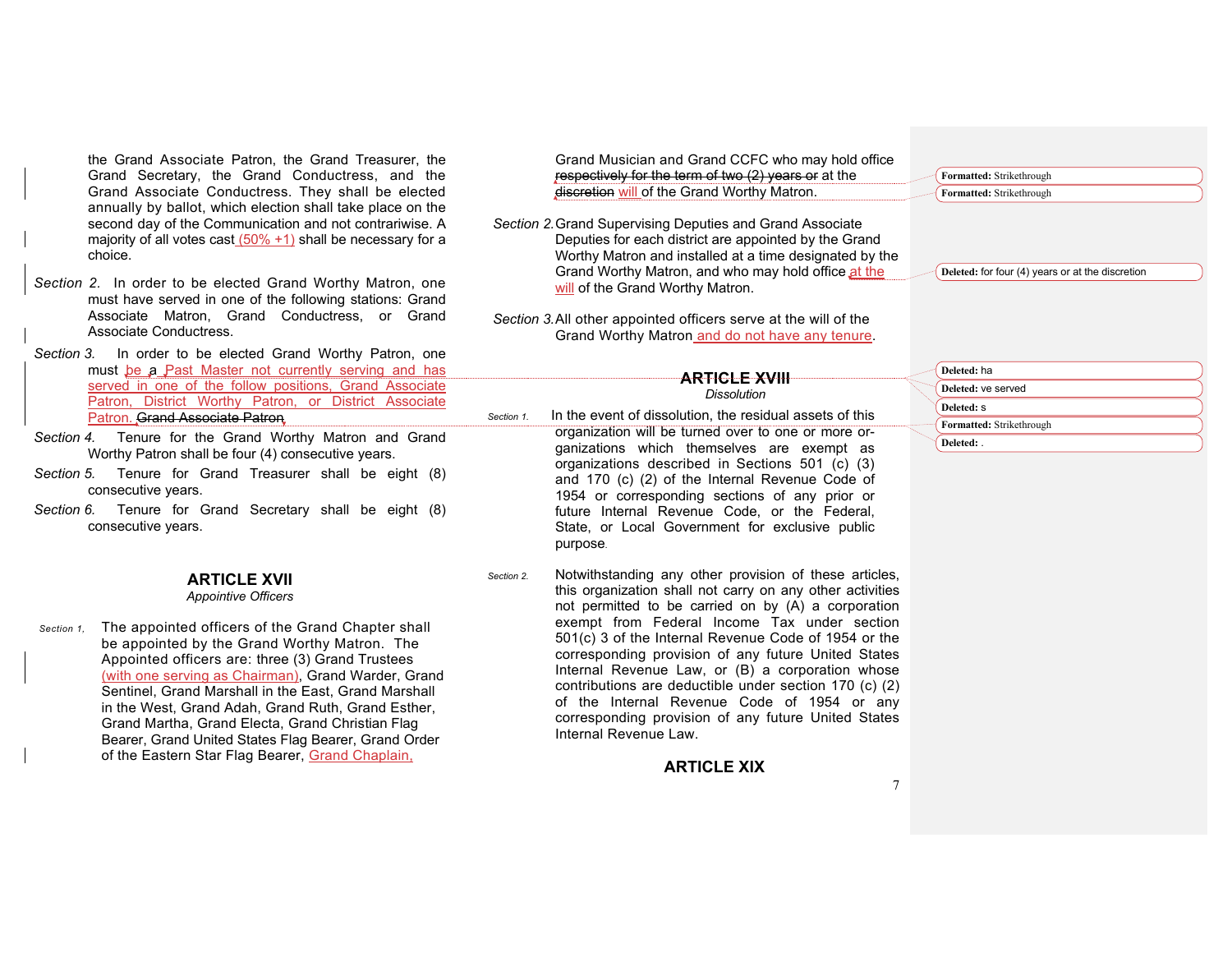the Grand Associate Patron, the Grand Treasurer, the Grand Secretary, the Grand Conductress, and the Grand Associate Conductress. They shall be elected annually by ballot, which election shall take place on the second day of the Communication and not contrariwise. A majority of all votes cast (50% +1) shall be necessary for a choice.

*Section 2.* In order to be elected Grand Worthy Matron, one must have served in one of the following stations: Grand Associate Matron, Grand Conductress, or Grand Associate Conductress.

*Section 3.* In order to be elected Grand Worthy Patron, one must be a Past Master not currently serving and has served in one of the follow positions, Grand Associate Patron, District Worthy Patron, or District Associate Patron. ~~Grand Associate Patron~~

*Section 4.* Tenure for the Grand Worthy Matron and Grand Worthy Patron shall be four (4) consecutive years.

*Section 5.* Tenure for Grand Treasurer shall be eight (8) consecutive years.

*Section 6.* Tenure for Grand Secretary shall be eight (8) consecutive years.

## ARTICLE XVII

*Appointive Officers*

*Section 1,* The appointed officers of the Grand Chapter shall be appointed by the Grand Worthy Matron. The Appointed officers are: three (3) Grand Trustees (with one serving as Chairman), Grand Warder, Grand Sentinel, Grand Marshall in the East, Grand Marshall in the West, Grand Adah, Grand Ruth, Grand Esther, Grand Martha, Grand Electa, Grand Christian Flag Bearer, Grand United States Flag Bearer, Grand Order of the Eastern Star Flag Bearer, Grand Chaplain, Grand Musician and Grand CCFC who may hold office ~~respectively for the term of two (2) years or~~ at the ~~discretion~~ will of the Grand Worthy Matron.

*Section 2.* Grand Supervising Deputies and Grand Associate Deputies for each district are appointed by the Grand Worthy Matron and installed at a time designated by the Grand Worthy Matron, and who may hold office at the will of the Grand Worthy Matron.

*Section 3.* All other appointed officers serve at the will of the Grand Worthy Matron and do not have any tenure.

## ~~ARTICLE XVIII~~

*Dissolution*

*Section 1.* In the event of dissolution, the residual assets of this organization will be turned over to one or more organizations which themselves are exempt as organizations described in Sections 501 (c) (3) and 170 (c) (2) of the Internal Revenue Code of 1954 or corresponding sections of any prior or future Internal Revenue Code, or the Federal, State, or Local Government for exclusive public purpose.

*Section 2.* Notwithstanding any other provision of these articles, this organization shall not carry on any other activities not permitted to be carried on by (A) a corporation exempt from Federal Income Tax under section 501(c) 3 of the Internal Revenue Code of 1954 or the corresponding provision of any future United States Internal Revenue Law, or (B) a corporation whose contributions are deductible under section 170 (c) (2) of the Internal Revenue Code of 1954 or any corresponding provision of any future United States Internal Revenue Law.

## ARTICLE XIX

Formatted: Strikethrough

Formatted: Strikethrough

Deleted: for four (4) years or at the discretion

Deleted: ha

Deleted: ve served

Deleted: s

Formatted: Strikethrough

Deleted: .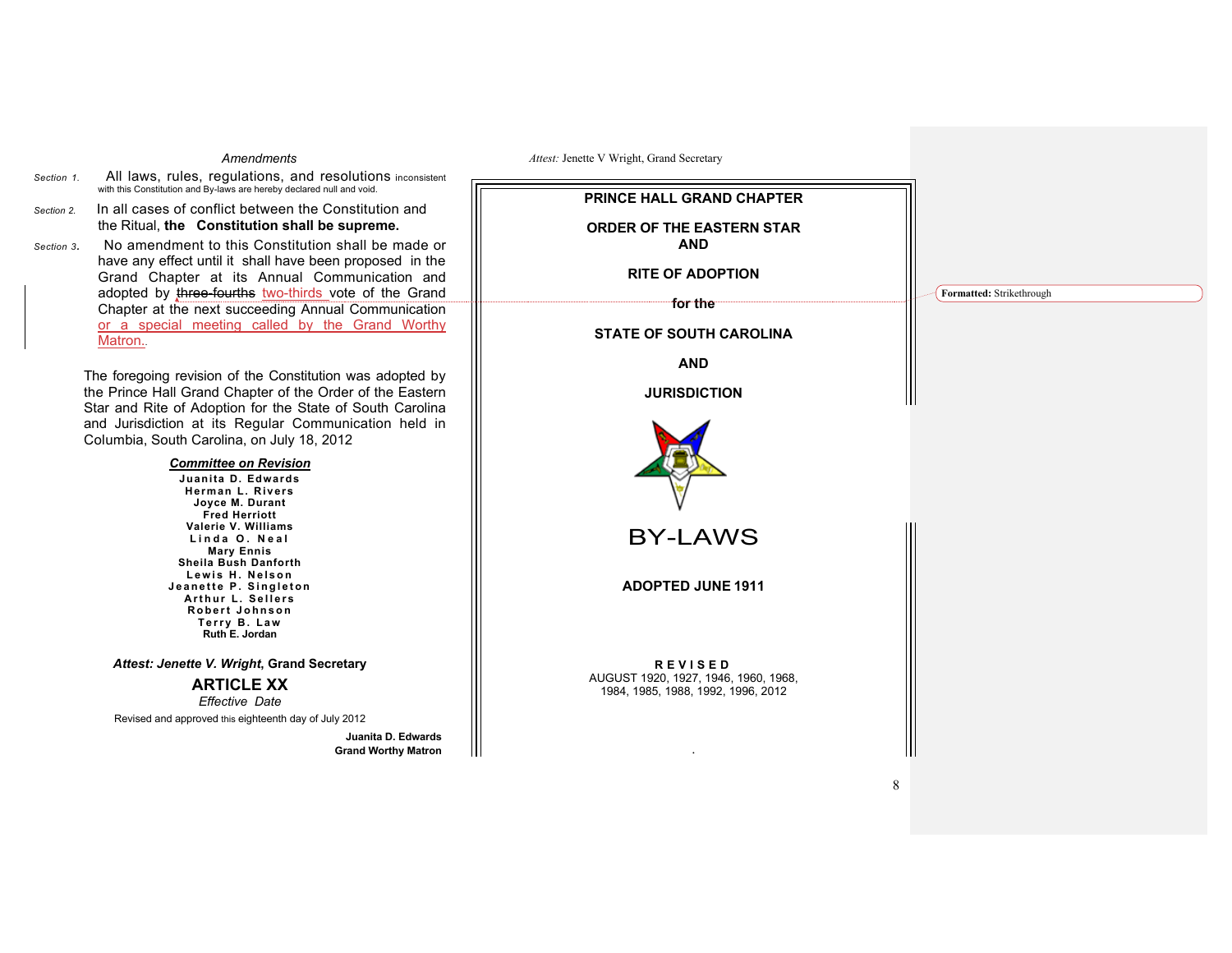*Amendments*

*Section 1.* All laws, rules, regulations, and resolutions inconsistent with this Constitution and By-laws are hereby declared null and void.

*Section 2.* In all cases of conflict between the Constitution and the Ritual, **the Constitution shall be supreme.**

*Section 3.* No amendment to this Constitution shall be made or have any effect until it shall have been proposed in the Grand Chapter at its Annual Communication and adopted by ~~three-fourths~~ two-thirds vote of the Grand Chapter at the next succeeding Annual Communication or a special meeting called by the Grand Worthy Matron..

The foregoing revision of the Constitution was adopted by the Prince Hall Grand Chapter of the Order of the Eastern Star and Rite of Adoption for the State of South Carolina and Jurisdiction at its Regular Communication held in Columbia, South Carolina, on July 18, 2012

***Committee on Revision***

**Juanita D. Edwards**
**Herman L. Rivers**
**Joyce M. Durant**
**Fred Herriott**
**Valerie V. Williams**
**Linda O. Neal**
**Mary Ennis**
**Sheila Bush Danforth**
**Lewis H. Nelson**
**Jeanette P. Singleton**
**Arthur L. Sellers**
**Robert Johnson**
**Terry B. Law**
**Ruth E. Jordan**

***Attest: Jenette V. Wright*, Grand Secretary**

## ARTICLE XX

*Effective Date*

Revised and approved this eighteenth day of July 2012

**Juanita D. Edwards**
**Grand Worthy Matron**

*Attest:* Jenette V Wright, Grand Secretary

**PRINCE HALL GRAND CHAPTER**

**ORDER OF THE EASTERN STAR**
**AND**

**RITE OF ADOPTION**

**for the**

**STATE OF SOUTH CAROLINA**

**AND**

**JURISDICTION**

# BY-LAWS

**ADOPTED JUNE 1911**

**REVISED**
AUGUST 1920, 1927, 1946, 1960, 1968, 1984, 1985, 1988, 1992, 1996, 2012

Formatted: Strikethrough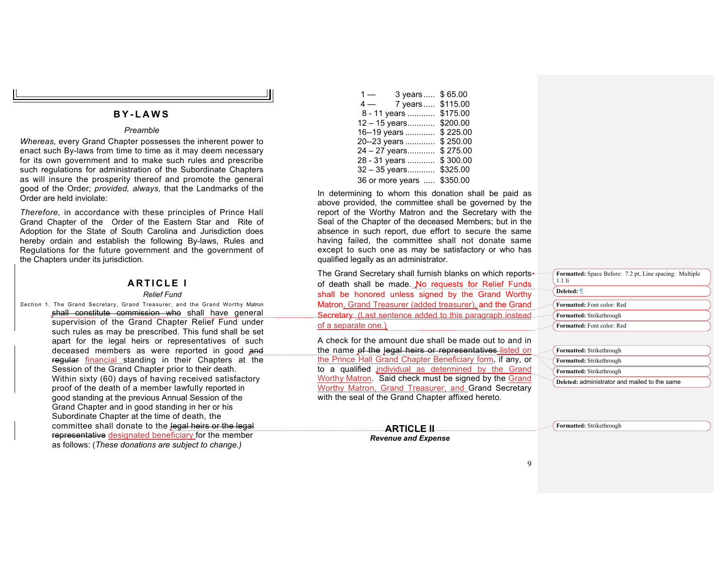## BY-LAWS

*Preamble*

*Whereas,* every Grand Chapter possesses the inherent power to enact such By-laws from time to time as it may deem necessary for its own government and to make such rules and prescribe such regulations for administration of the Subordinate Chapters as will insure the prosperity thereof and promote the general good of the Order; *provided, always,* that the Landmarks of the Order are held inviolate:

*Therefore,* in accordance with these principles of Prince Hall Grand Chapter of the Order of the Eastern Star and Rite of Adoption for the State of South Carolina and Jurisdiction does hereby ordain and establish the following By-laws, Rules and Regulations for the future government and the government of the Chapters under its jurisdiction.

## ARTICLE I

*Relief Fund*

*Section* 1. The Grand Secretary, Grand Treasurer, and the Grand Worthy Matron ~~shall constitute commission who~~ shall have general supervision of the Grand Chapter Relief Fund under such rules as may be prescribed. This fund shall be set apart for the legal heirs or representatives of such deceased members as were reported in good ~~and regular~~ financial standing in their Chapters at the Session of the Grand Chapter prior to their death. Within sixty (60) days of having received satisfactory proof of the death of a member lawfully reported in good standing at the previous Annual Session of the Grand Chapter and in good standing in her or his Subordinate Chapter at the time of death, the committee shall donate to the ~~legal heirs or the legal representative~~ designated beneficiary for the member as follows: (*These donations are subject to change.)*

| | |
|---|---|
| 1 — 3 years | $ 65.00 |
| 4 — 7 years | $115.00 |
| 8 - 11 years | $175.00 |
| 12 – 15 years | $200.00 |
| 16--19 years | $ 225.00 |
| 20--23 years | $ 250.00 |
| 24 – 27 years | $ 275.00 |
| 28 - 31 years | $ 300.00 |
| 32 – 35 years | $325.00 |
| 36 or more years | $350.00 |

In determining to whom this donation shall be paid as above provided, the committee shall be governed by the report of the Worthy Matron and the Secretary with the Seal of the Chapter of the deceased Members; but in the absence in such report, due effort to secure the same having failed, the committee shall not donate same except to such one as may be satisfactory or who has qualified legally as an administrator.

The Grand Secretary shall furnish blanks on which reports of death shall be made. No requests for Relief Funds shall be honored unless signed by the Grand Worthy Matron, Grand Treasurer (added treasurer), and the Grand Secretary. ~~(Last sentence added to this paragraph instead of a separate one.)~~

A check for the amount due shall be made out to and in the name ~~of the legal heirs or representatives~~ listed on the Prince Hall Grand Chapter Beneficiary form, if any, or to a qualified individual as determined by the Grand Worthy Matron. Said check must be signed by the Grand Worthy Matron, Grand Treasurer, and Grand Secretary with the seal of the Grand Chapter affixed hereto.

## ~~ARTICLE II~~

***Revenue and Expense***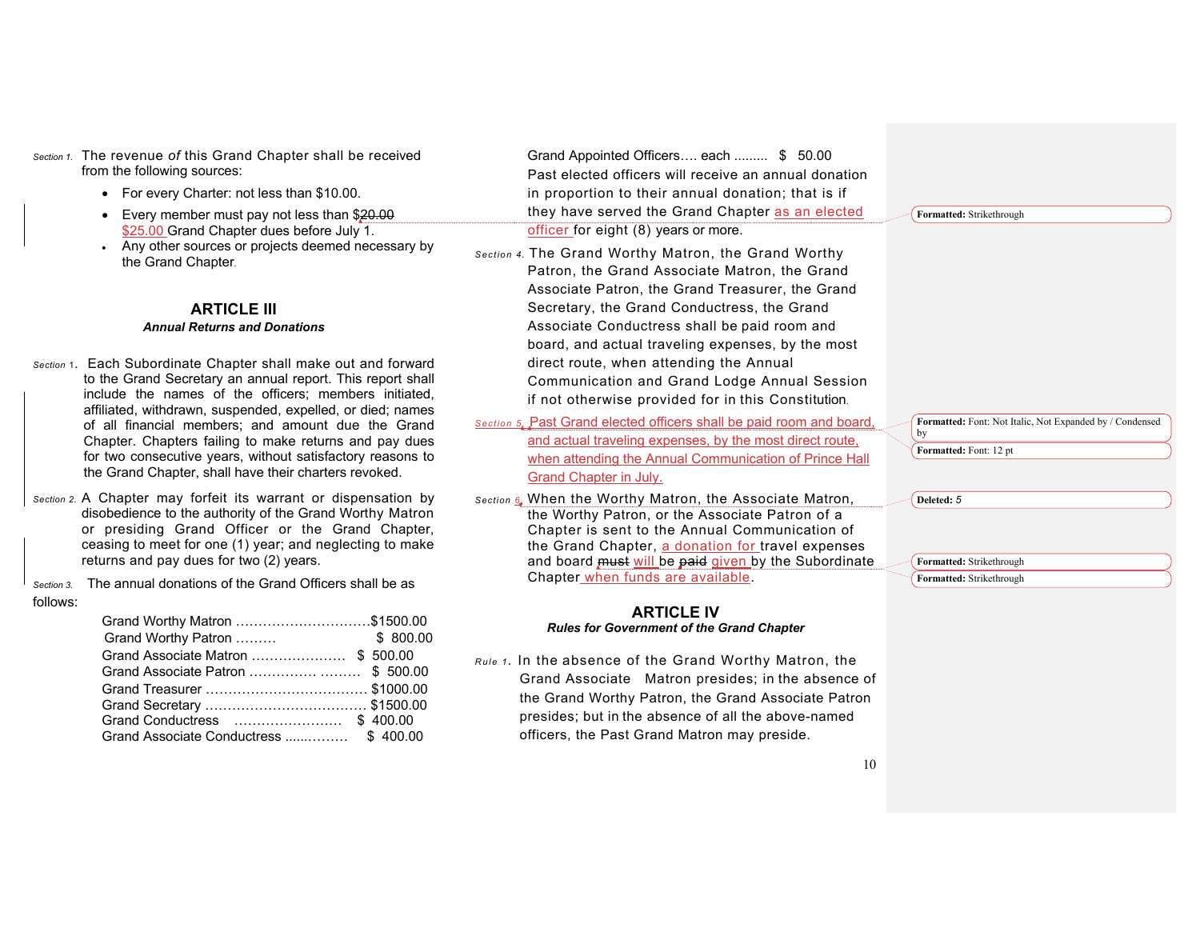*Section 1.* The revenue *of* this Grand Chapter shall be received from the following sources:

- For every Charter: not less than $10.00.
- Every member must pay not less than $~~20.00~~ $25.00 Grand Chapter dues before July 1.
- Any other sources or projects deemed necessary by the Grand Chapter.

## ARTICLE III

***Annual Returns and Donations***

*Section 1.* Each Subordinate Chapter shall make out and forward to the Grand Secretary an annual report. This report shall include the names of the officers; members initiated, affiliated, withdrawn, suspended, expelled, or died; names of all financial members; and amount due the Grand Chapter. Chapters failing to make returns and pay dues for two consecutive years, without satisfactory reasons to the Grand Chapter, shall have their charters revoked.

*Section 2.* A Chapter may forfeit its warrant or dispensation by disobedience to the authority of the Grand Worthy Matron or presiding Grand Officer or the Grand Chapter, ceasing to meet for one (1) year; and neglecting to make returns and pay dues for two (2) years.

*Section 3.* The annual donations of the Grand Officers shall be as follows:

| Officer | Donation |
|---|---|
| Grand Worthy Matron | $1500.00 |
| Grand Worthy Patron | $ 800.00 |
| Grand Associate Matron | $ 500.00 |
| Grand Associate Patron | $ 500.00 |
| Grand Treasurer | $1000.00 |
| Grand Secretary | $1500.00 |
| Grand Conductress | $ 400.00 |
| Grand Associate Conductress | $ 400.00 |
| Grand Appointed Officers…. each | $ 50.00 |

Past elected officers will receive an annual donation in proportion to their annual donation; that is if they have served the Grand Chapter as an elected officer for eight (8) years or more.

*Section 4.* The Grand Worthy Matron, the Grand Worthy Patron, the Grand Associate Matron, the Grand Associate Patron, the Grand Treasurer, the Grand Secretary, the Grand Conductress, the Grand Associate Conductress shall be paid room and board, and actual traveling expenses, by the most direct route, when attending the Annual Communication and Grand Lodge Annual Session if not otherwise provided for in this Constitution.

*Section 5.* Past Grand elected officers shall be paid room and board, and actual traveling expenses, by the most direct route, when attending the Annual Communication of Prince Hall Grand Chapter in July.

*Section 6.* When the Worthy Matron, the Associate Matron, the Worthy Patron, or the Associate Patron of a Chapter is sent to the Annual Communication of the Grand Chapter, a donation for travel expenses and board ~~must~~ will be ~~paid~~ given by the Subordinate Chapter when funds are available.

## ARTICLE IV

***Rules for Government of the Grand Chapter***

*Rule 1.* In the absence of the Grand Worthy Matron, the Grand Associate Matron presides; in the absence of the Grand Worthy Patron, the Grand Associate Patron presides; but in the absence of all the above-named officers, the Past Grand Matron may preside.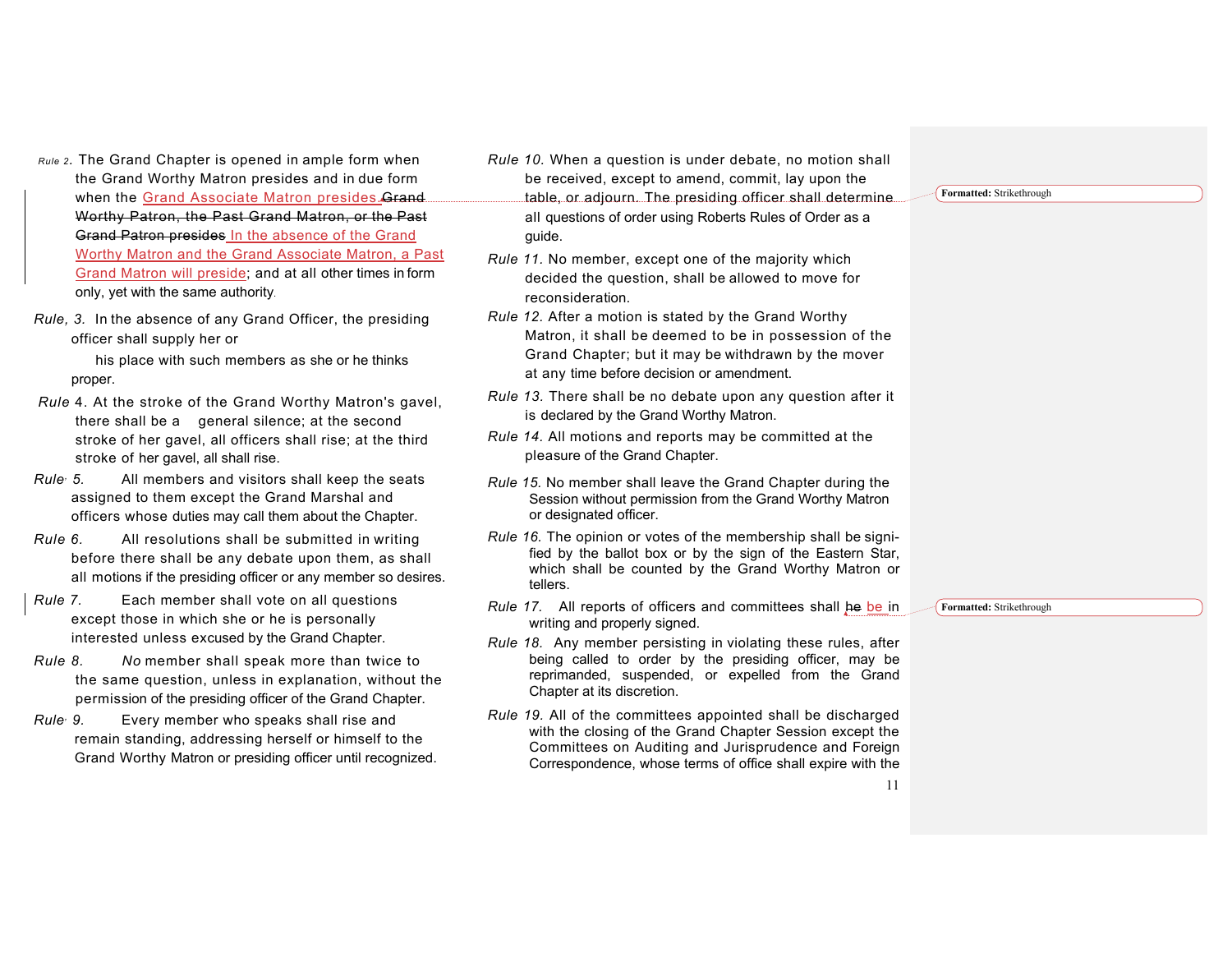*Rule 2*. The Grand Chapter is opened in ample form when the Grand Worthy Matron presides and in due form when the Grand Associate Matron presides. ~~Grand Worthy Patron, the Past Grand Matron, or the Past Grand Patron presides~~ In the absence of the Grand Worthy Matron and the Grand Associate Matron, a Past Grand Matron will preside; and at all other times in form only, yet with the same authority.

*Rule, 3.* In the absence of any Grand Officer, the presiding officer shall supply her or his place with such members as she or he thinks proper.

*Rule* 4. At the stroke of the Grand Worthy Matron's gavel, there shall be a general silence; at the second stroke of her gavel, all officers shall rise; at the third stroke of her gavel, all shall rise.

*Rule 5.* All members and visitors shall keep the seats assigned to them except the Grand Marshal and officers whose duties may call them about the Chapter.

*Rule 6.* All resolutions shall be submitted in writing before there shall be any debate upon them, as shall all motions if the presiding officer or any member so desires.

*Rule 7.* Each member shall vote on all questions except those in which she or he is personally interested unless excused by the Grand Chapter.

*Rule 8.* *No* member shall speak more than twice to the same question, unless in explanation, without the permission of the presiding officer of the Grand Chapter.

*Rule 9.* Every member who speaks shall rise and remain standing, addressing herself or himself to the Grand Worthy Matron or presiding officer until recognized.

*Rule 10.* When a question is under debate, no motion shall be received, except to amend, commit, lay upon the table, or adjourn. The presiding officer shall determine all questions of order using Roberts Rules of Order as a guide.

*Rule 11.* No member, except one of the majority which decided the question, shall be allowed to move for reconsideration.

*Rule 12.* After a motion is stated by the Grand Worthy Matron, it shall be deemed to be in possession of the Grand Chapter; but it may be withdrawn by the mover at any time before decision or amendment.

*Rule 13.* There shall be no debate upon any question after it is declared by the Grand Worthy Matron.

*Rule 14.* All motions and reports may be committed at the pleasure of the Grand Chapter.

*Rule 15.* No member shall leave the Grand Chapter during the Session without permission from the Grand Worthy Matron or designated officer.

*Rule 16.* The opinion or votes of the membership shall be signified by the ballot box or by the sign of the Eastern Star, which shall be counted by the Grand Worthy Matron or tellers.

*Rule 17.* All reports of officers and committees shall ~~he~~ be in writing and properly signed.

*Rule 18.* Any member persisting in violating these rules, after being called to order by the presiding officer, may be reprimanded, suspended, or expelled from the Grand Chapter at its discretion.

*Rule 19.* All of the committees appointed shall be discharged with the closing of the Grand Chapter Session except the Committees on Auditing and Jurisprudence and Foreign Correspondence, whose terms of office shall expire with the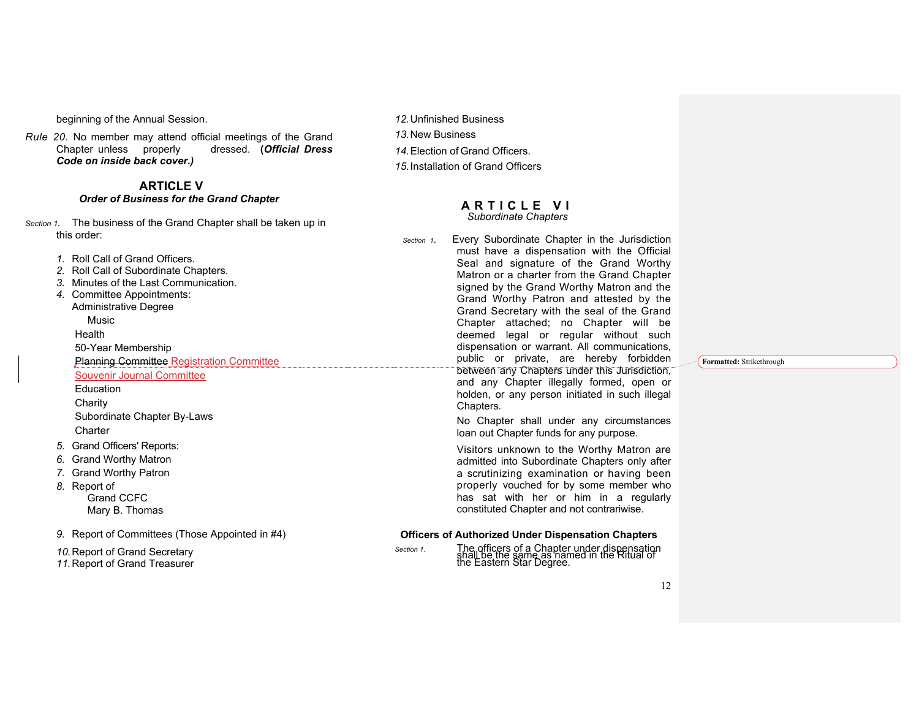beginning of the Annual Session.

*Rule 20.* No member may attend official meetings of the Grand Chapter unless properly dressed. ***(Official Dress Code on inside back cover.)***

## ARTICLE V
***Order of Business for the Grand Chapter***

*Section 1.* The business of the Grand Chapter shall be taken up in this order:

1. Roll Call of Grand Officers.
2. Roll Call of Subordinate Chapters.
3. Minutes of the Last Communication.
4. Committee Appointments:
   - Administrative Degree
   - Music
   - Health
   - 50-Year Membership
   - ~~Planning Committee~~ Registration Committee
   - Souvenir Journal Committee
   - Education
   - Charity
   - Subordinate Chapter By-Laws
   - Charter
5. Grand Officers' Reports:
6. Grand Worthy Matron
7. Grand Worthy Patron
8. Report of
   - Grand CCFC
   - Mary B. Thomas
9. Report of Committees (Those Appointed in #4)
10. Report of Grand Secretary
11. Report of Grand Treasurer
12. Unfinished Business
13. New Business
14. Election of Grand Officers.
15. Installation of Grand Officers

## ARTICLE VI
*Subordinate Chapters*

*Section 1.* Every Subordinate Chapter in the Jurisdiction must have a dispensation with the Official Seal and signature of the Grand Worthy Matron or a charter from the Grand Chapter signed by the Grand Worthy Matron and the Grand Worthy Patron and attested by the Grand Secretary with the seal of the Grand Chapter attached; no Chapter will be deemed legal or regular without such dispensation or warrant. All communications, public or private, are hereby forbidden between any Chapters under this Jurisdiction, and any Chapter illegally formed, open or holden, or any person initiated in such illegal Chapters.

No Chapter shall under any circumstances loan out Chapter funds for any purpose.

Visitors unknown to the Worthy Matron are admitted into Subordinate Chapters only after a scrutinizing examination or having been properly vouched for by some member who has sat with her or him in a regularly constituted Chapter and not contrariwise.

### Officers of Authorized Under Dispensation Chapters

*Section 1.* The officers of a Chapter under dispensation shall be the same as named in the Ritual of the Eastern Star Degree.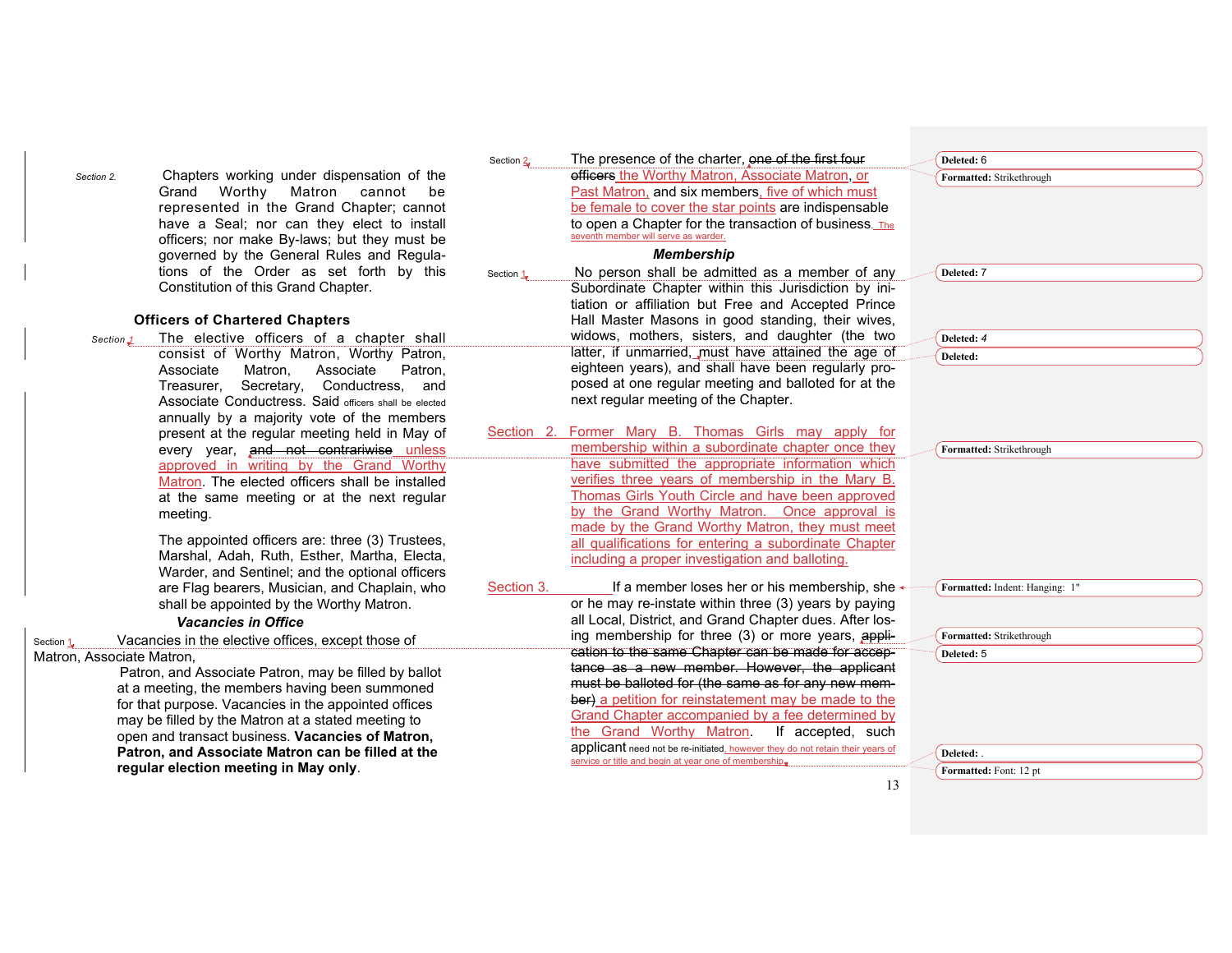Section 2. Chapters working under dispensation of the Grand Worthy Matron cannot be represented in the Grand Chapter; cannot have a Seal; nor can they elect to install officers; nor make By-laws; but they must be governed by the General Rules and Regulations of the Order as set forth by this Constitution of this Grand Chapter.

### Officers of Chartered Chapters

*Section 1* The elective officers of a chapter shall consist of Worthy Matron, Worthy Patron, Associate Matron, Associate Patron, Treasurer, Secretary, Conductress, and Associate Conductress. Said officers shall be elected annually by a majority vote of the members present at the regular meeting held in May of every year, ~~and not contrariwise~~ unless approved in writing by the Grand Worthy Matron. The elected officers shall be installed at the same meeting or at the next regular meeting.

The appointed officers are: three (3) Trustees, Marshal, Adah, Ruth, Esther, Martha, Electa, Warder, and Sentinel; and the optional officers are Flag bearers, Musician, and Chaplain, who shall be appointed by the Worthy Matron.

### *Vacancies in Office*

Section 1. Vacancies in the elective offices, except those of Matron, Associate Matron,
Patron, and Associate Patron, may be filled by ballot at a meeting, the members having been summoned for that purpose. Vacancies in the appointed offices may be filled by the Matron at a stated meeting to open and transact business. **Vacancies of Matron, Patron, and Associate Matron can be filled at the regular election meeting in May only**.

Section 2. The presence of the charter, ~~one of the first four officers~~ the Worthy Matron, Associate Matron, or Past Matron, and six members, five of which must be female to cover the star points are indispensable to open a Chapter for the transaction of business. The seventh member will serve as warder.

### *Membership*

Section 1. No person shall be admitted as a member of any Subordinate Chapter within this Jurisdiction by initiation or affiliation but Free and Accepted Prince Hall Master Masons in good standing, their wives, widows, mothers, sisters, and daughter (the two latter, if unmarried, must have attained the age of eighteen years), and shall have been regularly proposed at one regular meeting and balloted for at the next regular meeting of the Chapter.

Section 2. Former Mary B. Thomas Girls may apply for membership within a subordinate chapter once they have submitted the appropriate information which verifies three years of membership in the Mary B. Thomas Girls Youth Circle and have been approved by the Grand Worthy Matron. Once approval is made by the Grand Worthy Matron, they must meet all qualifications for entering a subordinate Chapter including a proper investigation and balloting.

Section 3. If a member loses her or his membership, she or he may re-instate within three (3) years by paying all Local, District, and Grand Chapter dues. After losing membership for three (3) or more years, ~~application to the same Chapter can be made for acceptance as a new member. However, the applicant must be balloted for (the same as for any new member)~~ a petition for reinstatement may be made to the Grand Chapter accompanied by a fee determined by the Grand Worthy Matron. If accepted, such applicant need not be re-initiated, however they do not retain their years of service or title and begin at year one of membership.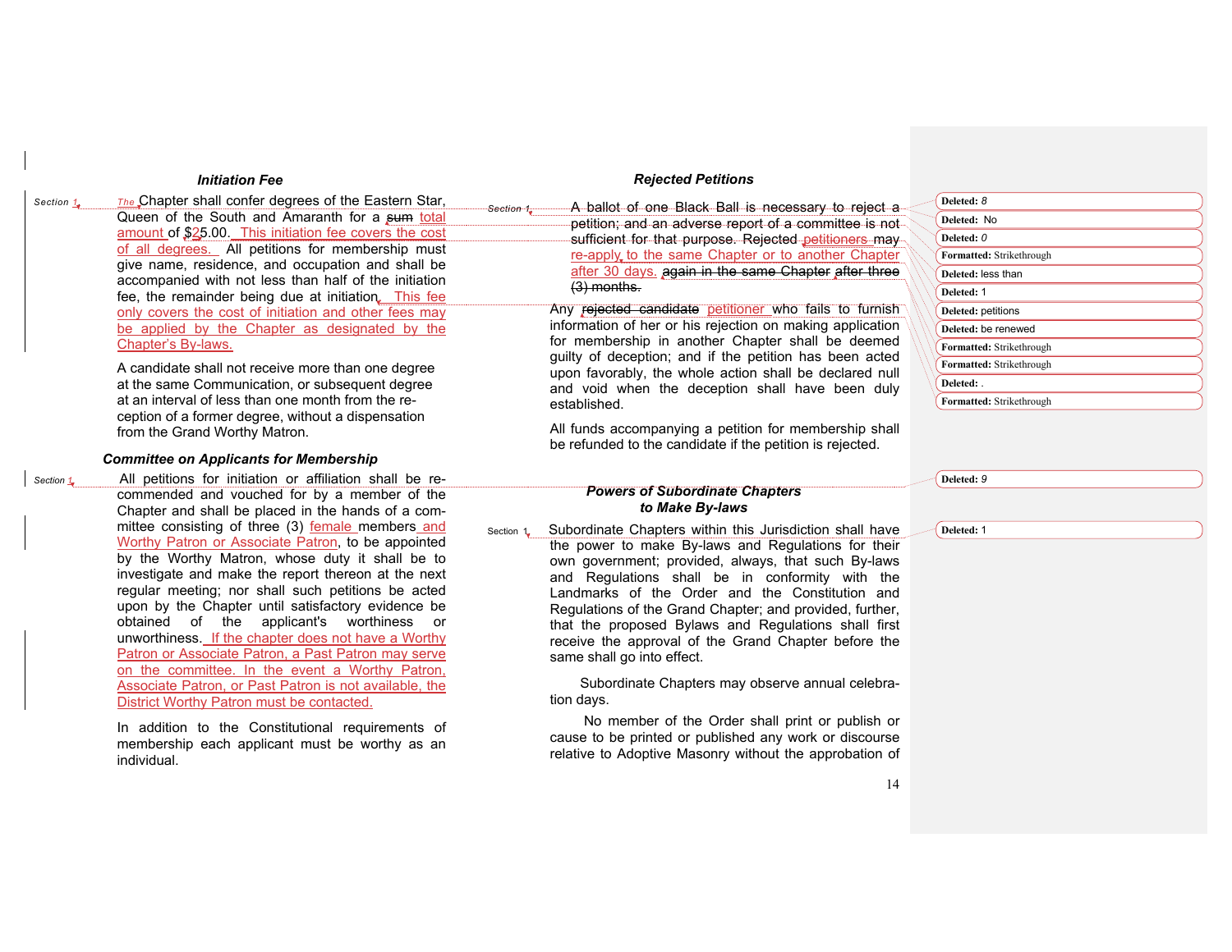### *Initiation Fee*

Section 1. The Chapter shall confer degrees of the Eastern Star, Queen of the South and Amaranth for a ~~sum~~ total amount of $25.00. This initiation fee covers the cost of all degrees. All petitions for membership must give name, residence, and occupation and shall be accompanied with not less than half of the initiation fee, the remainder being due at initiation. This fee only covers the cost of initiation and other fees may be applied by the Chapter as designated by the Chapter's By-laws.

A candidate shall not receive more than one degree at the same Communication, or subsequent degree at an interval of less than one month from the reception of a former degree, without a dispensation from the Grand Worthy Matron.

### *Committee on Applicants for Membership*

Section 1. All petitions for initiation or affiliation shall be recommended and vouched for by a member of the Chapter and shall be placed in the hands of a committee consisting of three (3) female members and Worthy Patron or Associate Patron, to be appointed by the Worthy Matron, whose duty it shall be to investigate and make the report thereon at the next regular meeting; nor shall such petitions be acted upon by the Chapter until satisfactory evidence be obtained of the applicant's worthiness or unworthiness. If the chapter does not have a Worthy Patron or Associate Patron, a Past Patron may serve on the committee. In the event a Worthy Patron, Associate Patron, or Past Patron is not available, the District Worthy Patron must be contacted.

In addition to the Constitutional requirements of membership each applicant must be worthy as an individual.

### *Rejected Petitions*

Section 1. A ballot of one Black Ball is necessary to reject a petition; and an adverse report of a committee is not sufficient for that purpose. Rejected petitioners may re-apply, to the same Chapter or to another Chapter after 30 days. ~~again in the same Chapter after three (3) months.~~

Any ~~rejected candidate~~ petitioner who fails to furnish information of her or his rejection on making application for membership in another Chapter shall be deemed guilty of deception; and if the petition has been acted upon favorably, the whole action shall be declared null and void when the deception shall have been duly established.

All funds accompanying a petition for membership shall be refunded to the candidate if the petition is rejected.

### *Powers of Subordinate Chapters to Make By-laws*

Section 1. Subordinate Chapters within this Jurisdiction shall have the power to make By-laws and Regulations for their own government; provided, always, that such By-laws and Regulations shall be in conformity with the Landmarks of the Order and the Constitution and Regulations of the Grand Chapter; and provided, further, that the proposed Bylaws and Regulations shall first receive the approval of the Grand Chapter before the same shall go into effect.

Subordinate Chapters may observe annual celebration days.

No member of the Order shall print or publish or cause to be printed or published any work or discourse relative to Adoptive Masonry without the approbation of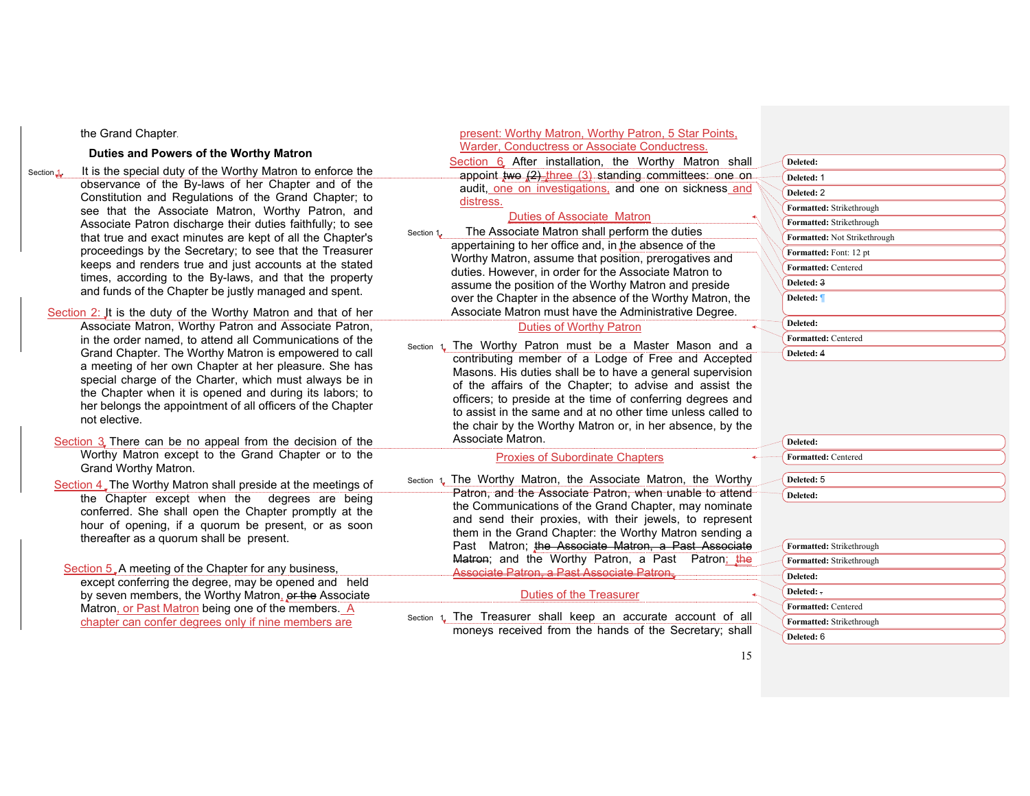the Grand Chapter.

### Duties and Powers of the Worthy Matron

Section 1. It is the special duty of the Worthy Matron to enforce the observance of the By-laws of her Chapter and of the Constitution and Regulations of the Grand Chapter; to see that the Associate Matron, Worthy Patron, and Associate Patron discharge their duties faithfully; to see that true and exact minutes are kept of all the Chapter's proceedings by the Secretary; to see that the Treasurer keeps and renders true and just accounts at the stated times, according to the By-laws, and that the property and funds of the Chapter be justly managed and spent.

Section 2: It is the duty of the Worthy Matron and that of her Associate Matron, Worthy Patron and Associate Patron, in the order named, to attend all Communications of the Grand Chapter. The Worthy Matron is empowered to call a meeting of her own Chapter at her pleasure. She has special charge of the Charter, which must always be in the Chapter when it is opened and during its labors; to her belongs the appointment of all officers of the Chapter not elective.

Section 3. There can be no appeal from the decision of the Worthy Matron except to the Grand Chapter or to the Grand Worthy Matron.

Section 4. The Worthy Matron shall preside at the meetings of the Chapter except when the degrees are being conferred. She shall open the Chapter promptly at the hour of opening, if a quorum be present, or as soon thereafter as a quorum shall be present.

Section 5. A meeting of the Chapter for any business, except conferring the degree, may be opened and held by seven members, the Worthy Matron, ~~or the~~ Associate Matron, or Past Matron being one of the members. A chapter can confer degrees only if nine members are present: Worthy Matron, Worthy Patron, 5 Star Points, Warder, Conductress or Associate Conductress.

Section 6. After installation, the Worthy Matron shall appoint ~~two (2)~~ three (3) standing committees: one on audit, one on investigations, and one on sickness and distress.

### Duties of Associate Matron

Section 1. The Associate Matron shall perform the duties appertaining to her office and, in the absence of the Worthy Matron, assume that position, prerogatives and duties. However, in order for the Associate Matron to assume the position of the Worthy Matron and preside over the Chapter in the absence of the Worthy Matron, the Associate Matron must have the Administrative Degree.

### Duties of Worthy Patron

Section 1. The Worthy Patron must be a Master Mason and a contributing member of a Lodge of Free and Accepted Masons. His duties shall be to have a general supervision of the affairs of the Chapter; to advise and assist the officers; to preside at the time of conferring degrees and to assist in the same and at no other time unless called to the chair by the Worthy Matron or, in her absence, by the Associate Matron.

### Proxies of Subordinate Chapters

Section 1. The Worthy Matron, the Associate Matron, the Worthy Patron, ~~and the Associate Patron,~~ when unable to attend the Communications of the Grand Chapter, may nominate and send their proxies, with their jewels, to represent them in the Grand Chapter: the Worthy Matron sending a Past Matron; ~~the Associate Matron, a Past Associate Matron~~; and the Worthy Patron, a Past Patron~~; the Associate Patron, a Past Associate Patron~~.

### Duties of the Treasurer

Section 1. The Treasurer shall keep an accurate account of all moneys received from the hands of the Secretary; shall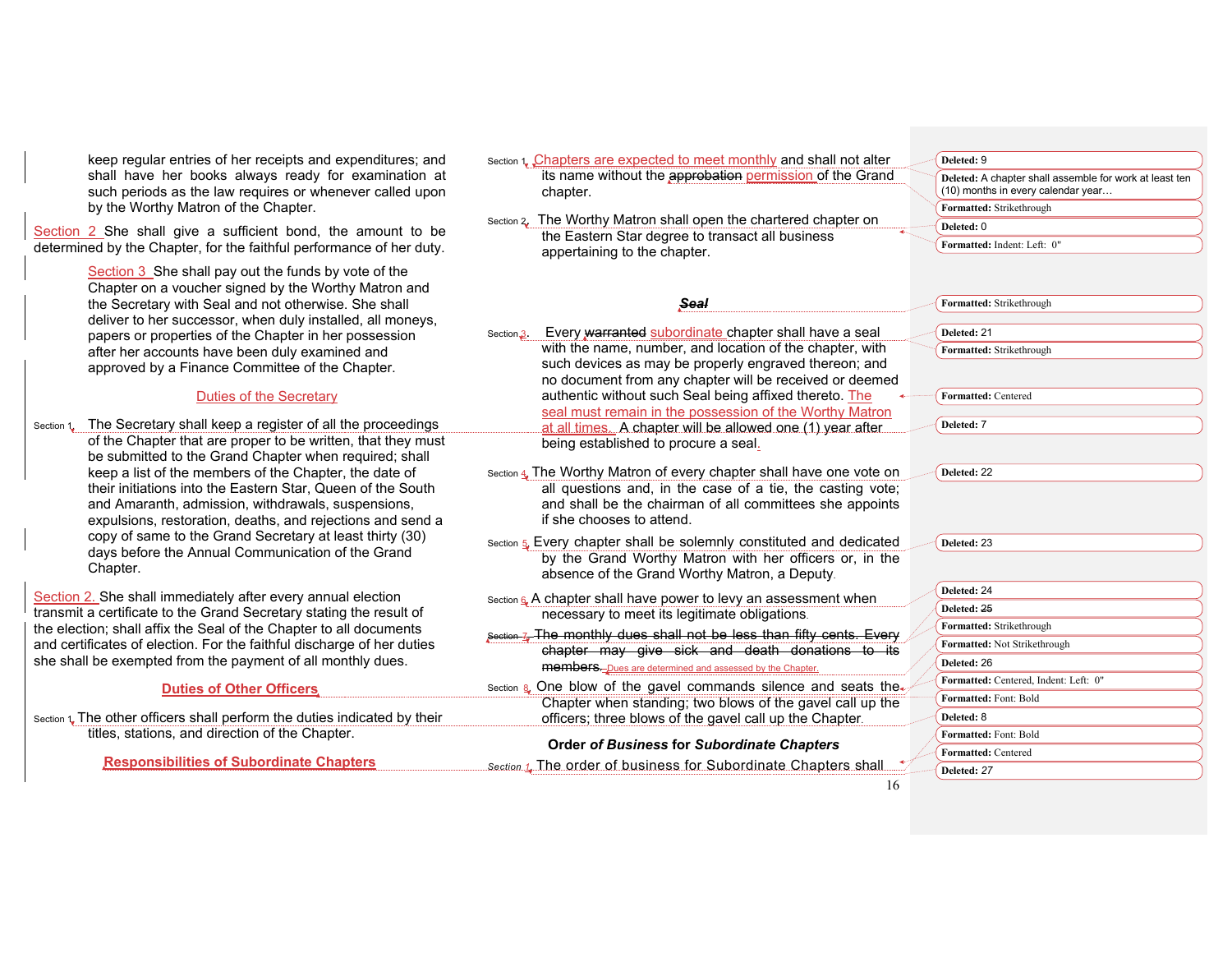keep regular entries of her receipts and expenditures; and shall have her books always ready for examination at such periods as the law requires or whenever called upon by the Worthy Matron of the Chapter.

Section 2 She shall give a sufficient bond, the amount to be determined by the Chapter, for the faithful performance of her duty.

Section 3 She shall pay out the funds by vote of the Chapter on a voucher signed by the Worthy Matron and the Secretary with Seal and not otherwise. She shall deliver to her successor, when duly installed, all moneys, papers or properties of the Chapter in her possession after her accounts have been duly examined and approved by a Finance Committee of the Chapter.

## Duties of the Secretary

Section 1. The Secretary shall keep a register of all the proceedings of the Chapter that are proper to be written, that they must be submitted to the Grand Chapter when required; shall keep a list of the members of the Chapter, the date of their initiations into the Eastern Star, Queen of the South and Amaranth, admission, withdrawals, suspensions, expulsions, restoration, deaths, and rejections and send a copy of same to the Grand Secretary at least thirty (30) days before the Annual Communication of the Grand Chapter.

Section 2. She shall immediately after every annual election transmit a certificate to the Grand Secretary stating the result of the election; shall affix the Seal of the Chapter to all documents and certificates of election. For the faithful discharge of her duties she shall be exempted from the payment of all monthly dues.

## Duties of Other Officers

Section 1. The other officers shall perform the duties indicated by their titles, stations, and direction of the Chapter.

## Responsibilities of Subordinate Chapters

Section 1. Chapters are expected to meet monthly and shall not alter its name without the ~~approbation~~ permission of the Grand chapter.

Section 2. The Worthy Matron shall open the chartered chapter on the Eastern Star degree to transact all business appertaining to the chapter.

## Seal

Section 3. Every ~~warranted~~ subordinate chapter shall have a seal with the name, number, and location of the chapter, with such devices as may be properly engraved thereon; and no document from any chapter will be received or deemed authentic without such Seal being affixed thereto. The seal must remain in the possession of the Worthy Matron at all times. A chapter will be allowed one (1) year after being established to procure a seal.

Section 4. The Worthy Matron of every chapter shall have one vote on all questions and, in the case of a tie, the casting vote; and shall be the chairman of all committees she appoints if she chooses to attend.

Section 5. Every chapter shall be solemnly constituted and dedicated by the Grand Worthy Matron with her officers or, in the absence of the Grand Worthy Matron, a Deputy.

Section 6. A chapter shall have power to levy an assessment when necessary to meet its legitimate obligations.

~~Section 7. The monthly dues shall not be less than fifty cents. Every chapter may give sick and death donations to its members.~~ Dues are determined and assessed by the Chapter.

Section 8. One blow of the gavel commands silence and seats the Chapter when standing; two blows of the gavel call up the officers; three blows of the gavel call up the Chapter.

## Order *of Business* for *Subordinate Chapters*

Section 1. The order of business for Subordinate Chapters shall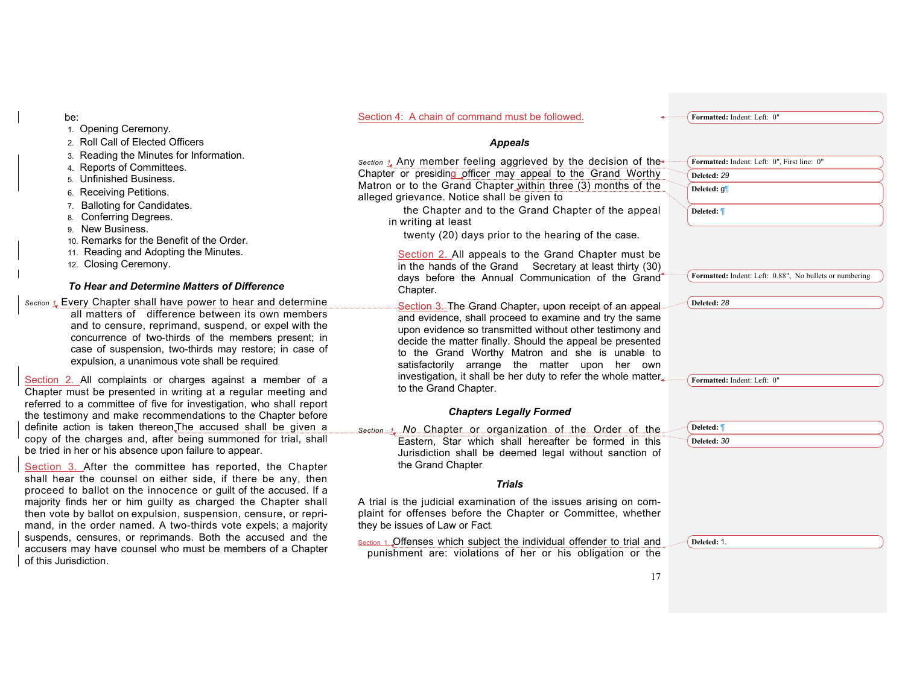be:

1. Opening Ceremony.
2. Roll Call of Elected Officers
3. Reading the Minutes for Information.
4. Reports of Committees.
5. Unfinished Business.
6. Receiving Petitions.
7. Balloting for Candidates.
8. Conferring Degrees.
9. New Business.
10. Remarks for the Benefit of the Order.
11. Reading and Adopting the Minutes.
12. Closing Ceremony.

### *To Hear and Determine Matters of Difference*

Section 1. Every Chapter shall have power to hear and determine all matters of difference between its own members and to censure, reprimand, suspend, or expel with the concurrence of two-thirds of the members present; in case of suspension, two-thirds may restore; in case of expulsion, a unanimous vote shall be required.

Section 2. All complaints or charges against a member of a Chapter must be presented in writing at a regular meeting and referred to a committee of five for investigation, who shall report the testimony and make recommendations to the Chapter before definite action is taken thereon. The accused shall be given a copy of the charges and, after being summoned for trial, shall be tried in her or his absence upon failure to appear.

Section 3. After the committee has reported, the Chapter shall hear the counsel on either side, if there be any, then proceed to ballot on the innocence or guilt of the accused. If a majority finds her or him guilty as charged the Chapter shall then vote by ballot on expulsion, suspension, censure, or reprimand, in the order named. A two-thirds vote expels; a majority suspends, censures, or reprimands. Both the accused and the accusers may have counsel who must be members of a Chapter of this Jurisdiction.

Section 4: A chain of command must be followed.

### *Appeals*

Section 1. Any member feeling aggrieved by the decision of the Chapter or presiding officer may appeal to the Grand Worthy Matron or to the Grand Chapter within three (3) months of the alleged grievance. Notice shall be given to the Chapter and to the Grand Chapter of the appeal in writing at least twenty (20) days prior to the hearing of the case.

Section 2. All appeals to the Grand Chapter must be in the hands of the Grand Secretary at least thirty (30) days before the Annual Communication of the Grand Chapter.

Section 3. The Grand Chapter, upon receipt of an appeal and evidence, shall proceed to examine and try the same upon evidence so transmitted without other testimony and decide the matter finally. Should the appeal be presented to the Grand Worthy Matron and she is unable to satisfactorily arrange the matter upon her own investigation, it shall be her duty to refer the whole matter to the Grand Chapter.

### *Chapters Legally Formed*

Section 1. *No* Chapter or organization of the Order of the Eastern Star which shall hereafter be formed in this Jurisdiction shall be deemed legal without sanction of the Grand Chapter.

### *Trials*

A trial is the judicial examination of the issues arising on complaint for offenses before the Chapter or Committee, whether they be issues of Law or Fact.

Section 1. Offenses which subject the individual offender to trial and punishment are: violations of her or his obligation or the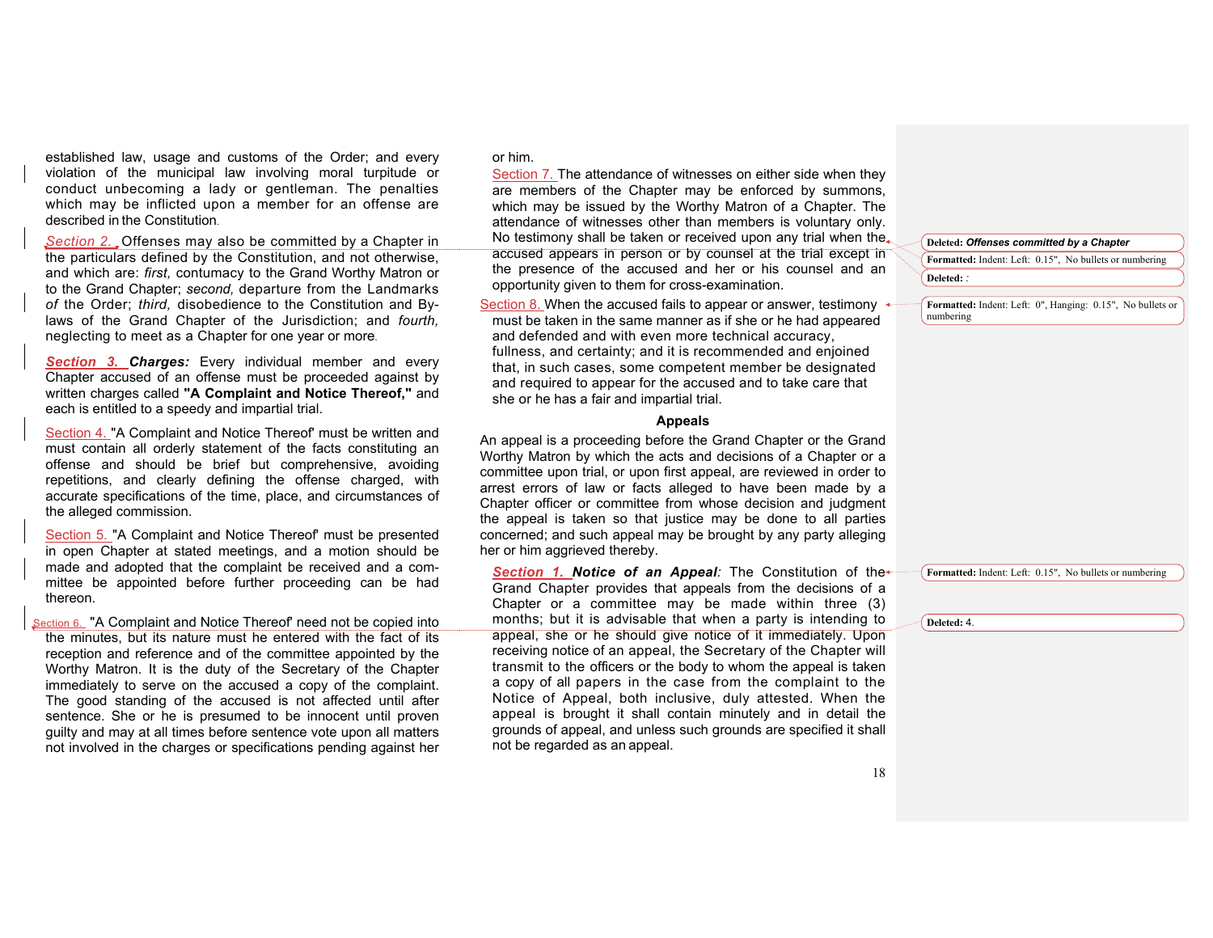established law, usage and customs of the Order; and every violation of the municipal law involving moral turpitude or conduct unbecoming a lady or gentleman. The penalties which may be inflicted upon a member for an offense are described in the Constitution.

*Section 2.* Offenses may also be committed by a Chapter in the particulars defined by the Constitution, and not otherwise, and which are: *first,* contumacy to the Grand Worthy Matron or to the Grand Chapter; *second,* departure from the Landmarks *of* the Order; *third,* disobedience to the Constitution and By-laws of the Grand Chapter of the Jurisdiction; and *fourth,* neglecting to meet as a Chapter for one year or more.

***Section 3.*** ***Charges:*** Every individual member and every Chapter accused of an offense must be proceeded against by written charges called **"A Complaint and Notice Thereof,"** and each is entitled to a speedy and impartial trial.

Section 4. "A Complaint and Notice Thereof" must be written and must contain all orderly statement of the facts constituting an offense and should be brief but comprehensive, avoiding repetitions, and clearly defining the offense charged, with accurate specifications of the time, place, and circumstances of the alleged commission.

Section 5. "A Complaint and Notice Thereof" must be presented in open Chapter at stated meetings, and a motion should be made and adopted that the complaint be received and a committee be appointed before further proceeding can be had thereon.

Section 6. "A Complaint and Notice Thereof" need not be copied into the minutes, but its nature must he entered with the fact of its reception and reference and of the committee appointed by the Worthy Matron. It is the duty of the Secretary of the Chapter immediately to serve on the accused a copy of the complaint. The good standing of the accused is not affected until after sentence. She or he is presumed to be innocent until proven guilty and may at all times before sentence vote upon all matters not involved in the charges or specifications pending against her or him.

Section 7. The attendance of witnesses on either side when they are members of the Chapter may be enforced by summons, which may be issued by the Worthy Matron of a Chapter. The attendance of witnesses other than members is voluntary only. No testimony shall be taken or received upon any trial when the accused appears in person or by counsel at the trial except in the presence of the accused and her or his counsel and an opportunity given to them for cross-examination.

Section 8. When the accused fails to appear or answer, testimony must be taken in the same manner as if she or he had appeared and defended and with even more technical accuracy, fullness, and certainty; and it is recommended and enjoined that, in such cases, some competent member be designated and required to appear for the accused and to take care that she or he has a fair and impartial trial.

## Appeals

An appeal is a proceeding before the Grand Chapter or the Grand Worthy Matron by which the acts and decisions of a Chapter or a committee upon trial, or upon first appeal, are reviewed in order to arrest errors of law or facts alleged to have been made by a Chapter officer or committee from whose decision and judgment the appeal is taken so that justice may be done to all parties concerned; and such appeal may be brought by any party alleging her or him aggrieved thereby.

***Section 1.*** ***Notice of an Appeal:*** The Constitution of the Grand Chapter provides that appeals from the decisions of a Chapter or a committee may be made within three (3) months; but it is advisable that when a party is intending to appeal, she or he should give notice of it immediately. Upon receiving notice of an appeal, the Secretary of the Chapter will transmit to the officers or the body to whom the appeal is taken a copy of all papers in the case from the complaint to the Notice of Appeal, both inclusive, duly attested. When the appeal is brought it shall contain minutely and in detail the grounds of appeal, and unless such grounds are specified it shall not be regarded as an appeal.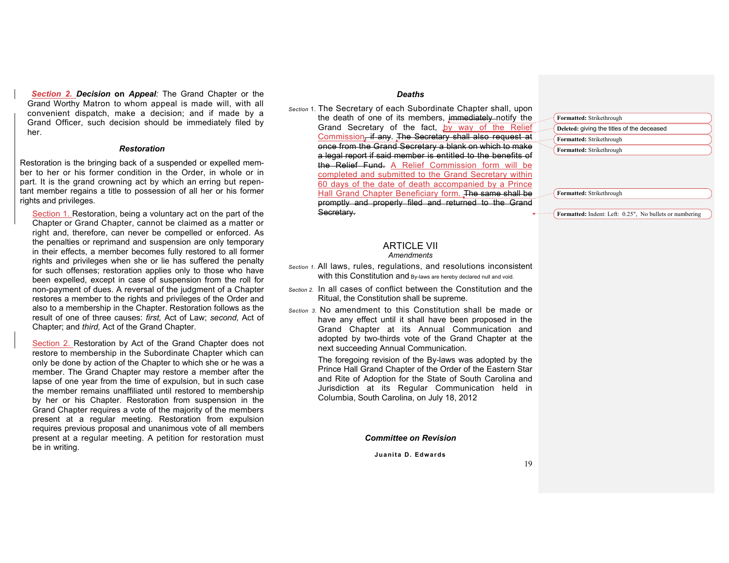*Section 2.* ***Decision* on *Appeal*:** The Grand Chapter or the Grand Worthy Matron to whom appeal is made will, with all convenient dispatch, make a decision; and if made by a Grand Officer, such decision should be immediately filed by her.

### *Restoration*

Restoration is the bringing back of a suspended or expelled member to her or his former condition in the Order, in whole or in part. It is the grand crowning act by which an erring but repentant member regains a title to possession of all her or his former rights and privileges.

Section 1. Restoration, being a voluntary act on the part of the Chapter or Grand Chapter, cannot be claimed as a matter or right and, therefore, can never be compelled or enforced. As the penalties or reprimand and suspension are only temporary in their effects, a member becomes fully restored to all former rights and privileges when she or lie has suffered the penalty for such offenses; restoration applies only to those who have been expelled, except in case of suspension from the roll for non-payment of dues. A reversal of the judgment of a Chapter restores a member to the rights and privileges of the Order and also to a membership in the Chapter. Restoration follows as the result of one of three causes: *first,* Act of Law; *second,* Act of Chapter; and *third,* Act of the Grand Chapter.

Section 2. Restoration by Act of the Grand Chapter does not restore to membership in the Subordinate Chapter which can only be done by action of the Chapter to which she or he was a member. The Grand Chapter may restore a member after the lapse of one year from the time of expulsion, but in such case the member remains unaffiliated until restored to membership by her or his Chapter. Restoration from suspension in the Grand Chapter requires a vote of the majority of the members present at a regular meeting. Restoration from expulsion requires previous proposal and unanimous vote of all members present at a regular meeting. A petition for restoration must be in writing.

### *Deaths*

*Section 1.* The Secretary of each Subordinate Chapter shall, upon the death of one of its members, ~~immediately~~ notify the Grand Secretary of the fact, by way of the Relief Commission~~, if any~~. ~~The Secretary shall also request at once from the Grand Secretary a blank on which to make a legal report if said member is entitled to the benefits of the Relief Fund.~~ A Relief Commission form will be completed and submitted to the Grand Secretary within 60 days of the date of death accompanied by a Prince Hall Grand Chapter Beneficiary form. ~~The same shall be promptly and properly filed and returned to the Grand Secretary.~~

## ARTICLE VII
### *Amendments*

*Section 1.* All laws, rules, regulations, and resolutions inconsistent with this Constitution and By-laws are hereby declared null and void.

*Section 2.* In all cases of conflict between the Constitution and the Ritual, the Constitution shall be supreme.

*Section 3.* No amendment to this Constitution shall be made or have any effect until it shall have been proposed in the Grand Chapter at its Annual Communication and adopted by two-thirds vote of the Grand Chapter at the next succeeding Annual Communication.

The foregoing revision of the By-laws was adopted by the Prince Hall Grand Chapter of the Order of the Eastern Star and Rite of Adoption for the State of South Carolina and Jurisdiction at its Regular Communication held in Columbia, South Carolina, on July 18, 2012

***Committee on Revision***

**Juanita D. Edwards**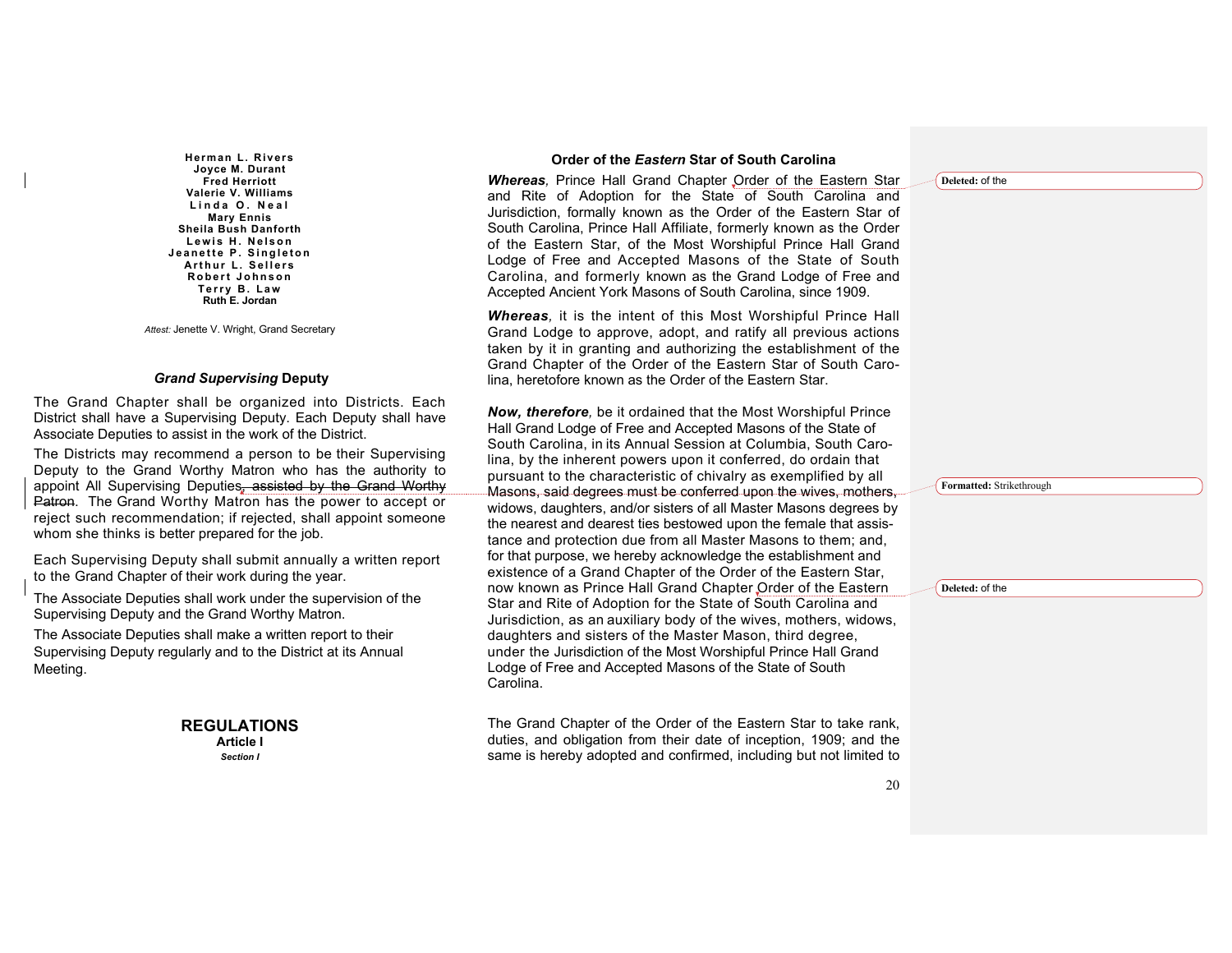Herman L. Rivers
Joyce M. Durant
Fred Herriott
Valerie V. Williams
Linda O. Neal
Mary Ennis
Sheila Bush Danforth
Lewis H. Nelson
Jeanette P. Singleton
Arthur L. Sellers
Robert Johnson
Terry B. Law
Ruth E. Jordan

*Attest:* Jenette V. Wright, Grand Secretary

### *Grand Supervising* Deputy

The Grand Chapter shall be organized into Districts. Each District shall have a Supervising Deputy. Each Deputy shall have Associate Deputies to assist in the work of the District.

The Districts may recommend a person to be their Supervising Deputy to the Grand Worthy Matron who has the authority to appoint All Supervising Deputies~~, assisted by the Grand Worthy Patron~~. The Grand Worthy Matron has the power to accept or reject such recommendation; if rejected, shall appoint someone whom she thinks is better prepared for the job.

Each Supervising Deputy shall submit annually a written report to the Grand Chapter of their work during the year.

The Associate Deputies shall work under the supervision of the Supervising Deputy and the Grand Worthy Matron.

The Associate Deputies shall make a written report to their Supervising Deputy regularly and to the District at its Annual Meeting.

## REGULATIONS

**Article I**

***Section I***

### Order of the *Eastern* Star of South Carolina

***Whereas**,* Prince Hall Grand Chapter Order of the Eastern Star and Rite of Adoption for the State of South Carolina and Jurisdiction, formally known as the Order of the Eastern Star of South Carolina, Prince Hall Affiliate, formerly known as the Order of the Eastern Star, of the Most Worshipful Prince Hall Grand Lodge of Free and Accepted Masons of the State of South Carolina, and formerly known as the Grand Lodge of Free and Accepted Ancient York Masons of South Carolina, since 1909.

***Whereas**,* it is the intent of this Most Worshipful Prince Hall Grand Lodge to approve, adopt, and ratify all previous actions taken by it in granting and authorizing the establishment of the Grand Chapter of the Order of the Eastern Star of South Carolina, heretofore known as the Order of the Eastern Star.

***Now, therefore**,* be it ordained that the Most Worshipful Prince Hall Grand Lodge of Free and Accepted Masons of the State of South Carolina, in its Annual Session at Columbia, South Carolina, by the inherent powers upon it conferred, do ordain that pursuant to the characteristic of chivalry as exemplified by all Masons, said degrees must be conferred upon the wives, mothers, widows, daughters, and/or sisters of all Master Masons degrees by the nearest and dearest ties bestowed upon the female that assistance and protection due from all Master Masons to them; and, for that purpose, we hereby acknowledge the establishment and existence of a Grand Chapter of the Order of the Eastern Star, now known as Prince Hall Grand Chapter Order of the Eastern Star and Rite of Adoption for the State of South Carolina and Jurisdiction, as an auxiliary body of the wives, mothers, widows, daughters and sisters of the Master Mason, third degree, under the Jurisdiction of the Most Worshipful Prince Hall Grand Lodge of Free and Accepted Masons of the State of South Carolina.

The Grand Chapter of the Order of the Eastern Star to take rank, duties, and obligation from their date of inception, 1909; and the same is hereby adopted and confirmed, including but not limited to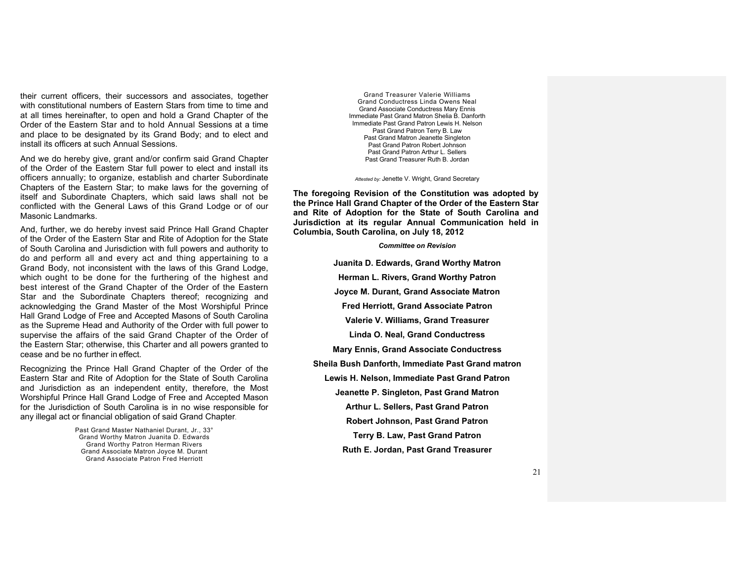their current officers, their successors and associates, together with constitutional numbers of Eastern Stars from time to time and at all times hereinafter, to open and hold a Grand Chapter of the Order of the Eastern Star and to hold Annual Sessions at a time and place to be designated by its Grand Body; and to elect and install its officers at such Annual Sessions.

And we do hereby give, grant and/or confirm said Grand Chapter of the Order of the Eastern Star full power to elect and install its officers annually; to organize, establish and charter Subordinate Chapters of the Eastern Star; to make laws for the governing of itself and Subordinate Chapters, which said laws shall not be conflicted with the General Laws of this Grand Lodge or of our Masonic Landmarks.

And, further, we do hereby invest said Prince Hall Grand Chapter of the Order of the Eastern Star and Rite of Adoption for the State of South Carolina and Jurisdiction with full powers and authority to do and perform all and every act and thing appertaining to a Grand Body, not inconsistent with the laws of this Grand Lodge, which ought to be done for the furthering of the highest and best interest of the Grand Chapter of the Order of the Eastern Star and the Subordinate Chapters thereof; recognizing and acknowledging the Grand Master of the Most Worshipful Prince Hall Grand Lodge of Free and Accepted Masons of South Carolina as the Supreme Head and Authority of the Order with full power to supervise the affairs of the said Grand Chapter of the Order of the Eastern Star; otherwise, this Charter and all powers granted to cease and be no further in effect.

Recognizing the Prince Hall Grand Chapter of the Order of the Eastern Star and Rite of Adoption for the State of South Carolina and Jurisdiction as an independent entity, therefore, the Most Worshipful Prince Hall Grand Lodge of Free and Accepted Mason for the Jurisdiction of South Carolina is in no wise responsible for any illegal act or financial obligation of said Grand Chapter.

Past Grand Master Nathaniel Durant, Jr., 33°
Grand Worthy Matron Juanita D. Edwards
Grand Worthy Patron Herman Rivers
Grand Associate Matron Joyce M. Durant
Grand Associate Patron Fred Herriott
Grand Treasurer Valerie Williams
Grand Conductress Linda Owens Neal
Grand Associate Conductress Mary Ennis
Immediate Past Grand Matron Shelia B. Danforth
Immediate Past Grand Patron Lewis H. Nelson
Past Grand Patron Terry B. Law
Past Grand Matron Jeanette Singleton
Past Grand Patron Robert Johnson
Past Grand Patron Arthur L. Sellers
Past Grand Treasurer Ruth B. Jordan

*Attested by:* Jenette V. Wright, Grand Secretary

**The foregoing Revision of the Constitution was adopted by the Prince Hall Grand Chapter of the Order of the Eastern Star and Rite of Adoption for the State of South Carolina and Jurisdiction at its regular Annual Communication held in Columbia, South Carolina, on July 18, 2012**

***Committee on Revision***

**Juanita D. Edwards, Grand Worthy Matron**

**Herman L. Rivers, Grand Worthy Patron**

**Joyce M. Durant, Grand Associate Matron**

**Fred Herriott, Grand Associate Patron**

**Valerie V. Williams, Grand Treasurer**

**Linda O. Neal, Grand Conductress**

**Mary Ennis, Grand Associate Conductress**

**Sheila Bush Danforth, Immediate Past Grand matron**

**Lewis H. Nelson, Immediate Past Grand Patron**

**Jeanette P. Singleton, Past Grand Matron**

**Arthur L. Sellers, Past Grand Patron**

**Robert Johnson, Past Grand Patron**

**Terry B. Law, Past Grand Patron**

**Ruth E. Jordan, Past Grand Treasurer**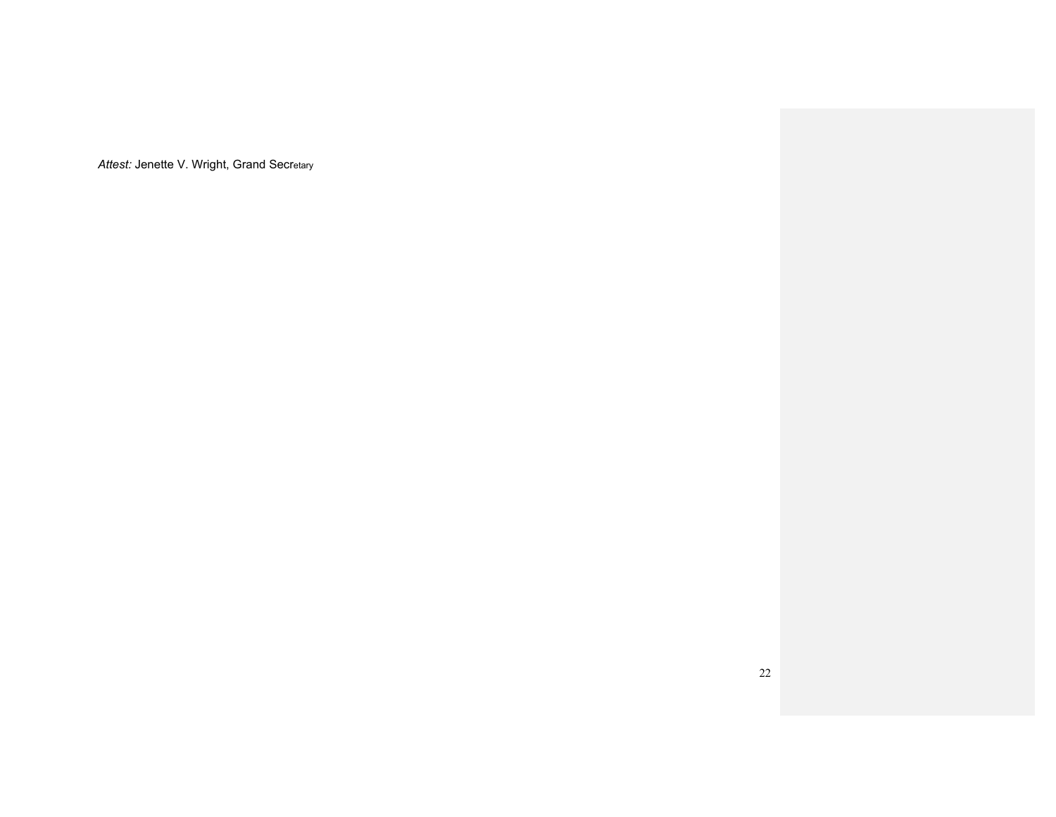*Attest:* Jenette V. Wright, Grand Secretary